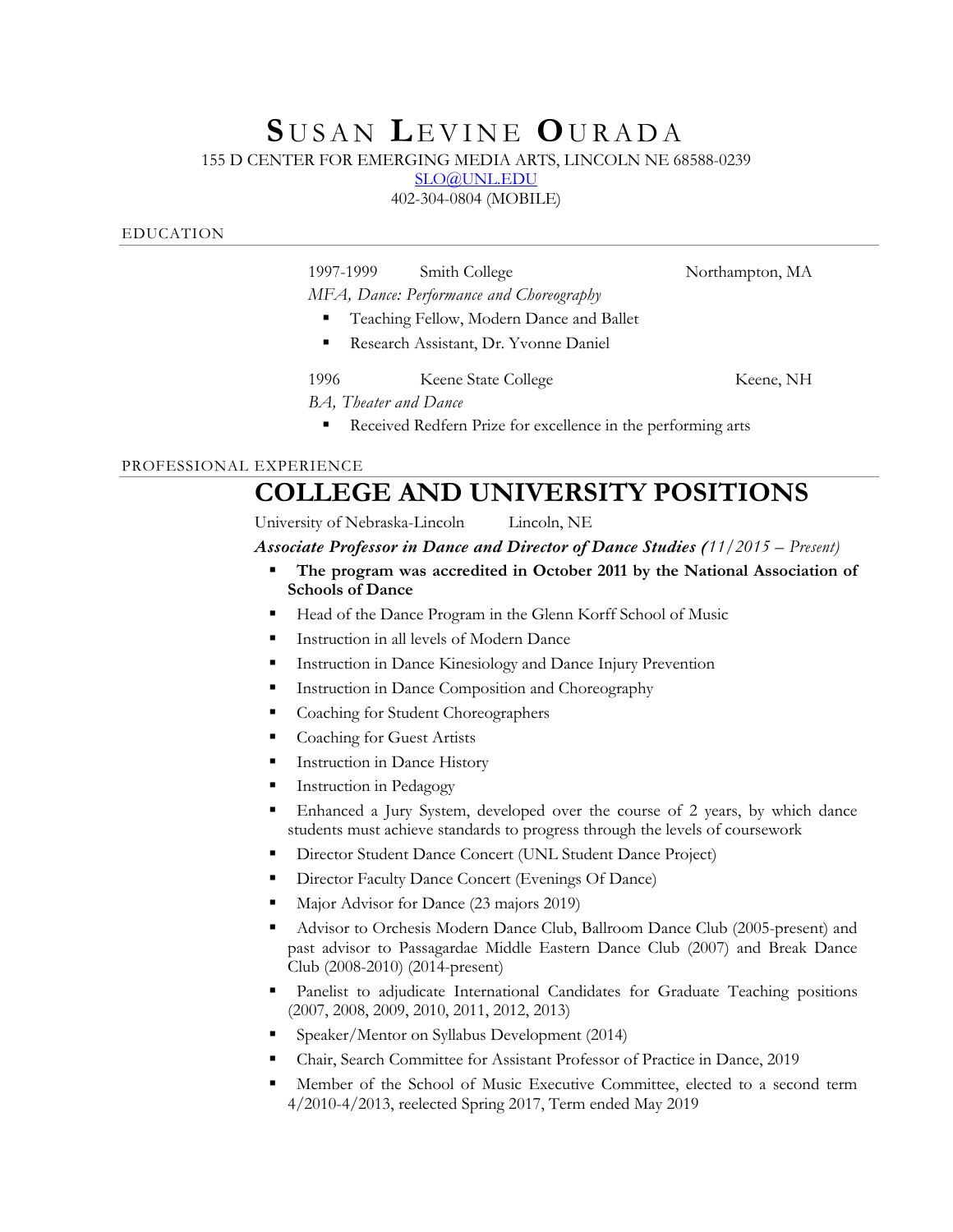# SUSAN LEVINE OURADA

155 D CENTER FOR EMERGING MEDIA ARTS, LINCOLN NE 68588-0239
SLO@UNL.EDU
402-304-0804 (MOBILE)

## EDUCATION

1997-1999 Smith College Northampton, MA
*MFA, Dance: Performance and Choreography*

- Teaching Fellow, Modern Dance and Ballet
- Research Assistant, Dr. Yvonne Daniel

1996 Keene State College Keene, NH
*BA, Theater and Dance*

- Received Redfern Prize for excellence in the performing arts

## PROFESSIONAL EXPERIENCE

### COLLEGE AND UNIVERSITY POSITIONS

University of Nebraska-Lincoln Lincoln, NE

***Associate Professor in Dance and Director of Dance Studies (****11/2015 – Present)*

- **The program was accredited in October 2011 by the National Association of Schools of Dance**
- Head of the Dance Program in the Glenn Korff School of Music
- Instruction in all levels of Modern Dance
- Instruction in Dance Kinesiology and Dance Injury Prevention
- Instruction in Dance Composition and Choreography
- Coaching for Student Choreographers
- Coaching for Guest Artists
- Instruction in Dance History
- Instruction in Pedagogy
- Enhanced a Jury System, developed over the course of 2 years, by which dance students must achieve standards to progress through the levels of coursework
- Director Student Dance Concert (UNL Student Dance Project)
- Director Faculty Dance Concert (Evenings Of Dance)
- Major Advisor for Dance (23 majors 2019)
- Advisor to Orchesis Modern Dance Club, Ballroom Dance Club (2005-present) and past advisor to Passagardae Middle Eastern Dance Club (2007) and Break Dance Club (2008-2010) (2014-present)
- Panelist to adjudicate International Candidates for Graduate Teaching positions (2007, 2008, 2009, 2010, 2011, 2012, 2013)
- Speaker/Mentor on Syllabus Development (2014)
- Chair, Search Committee for Assistant Professor of Practice in Dance, 2019
- Member of the School of Music Executive Committee, elected to a second term 4/2010-4/2013, reelected Spring 2017, Term ended May 2019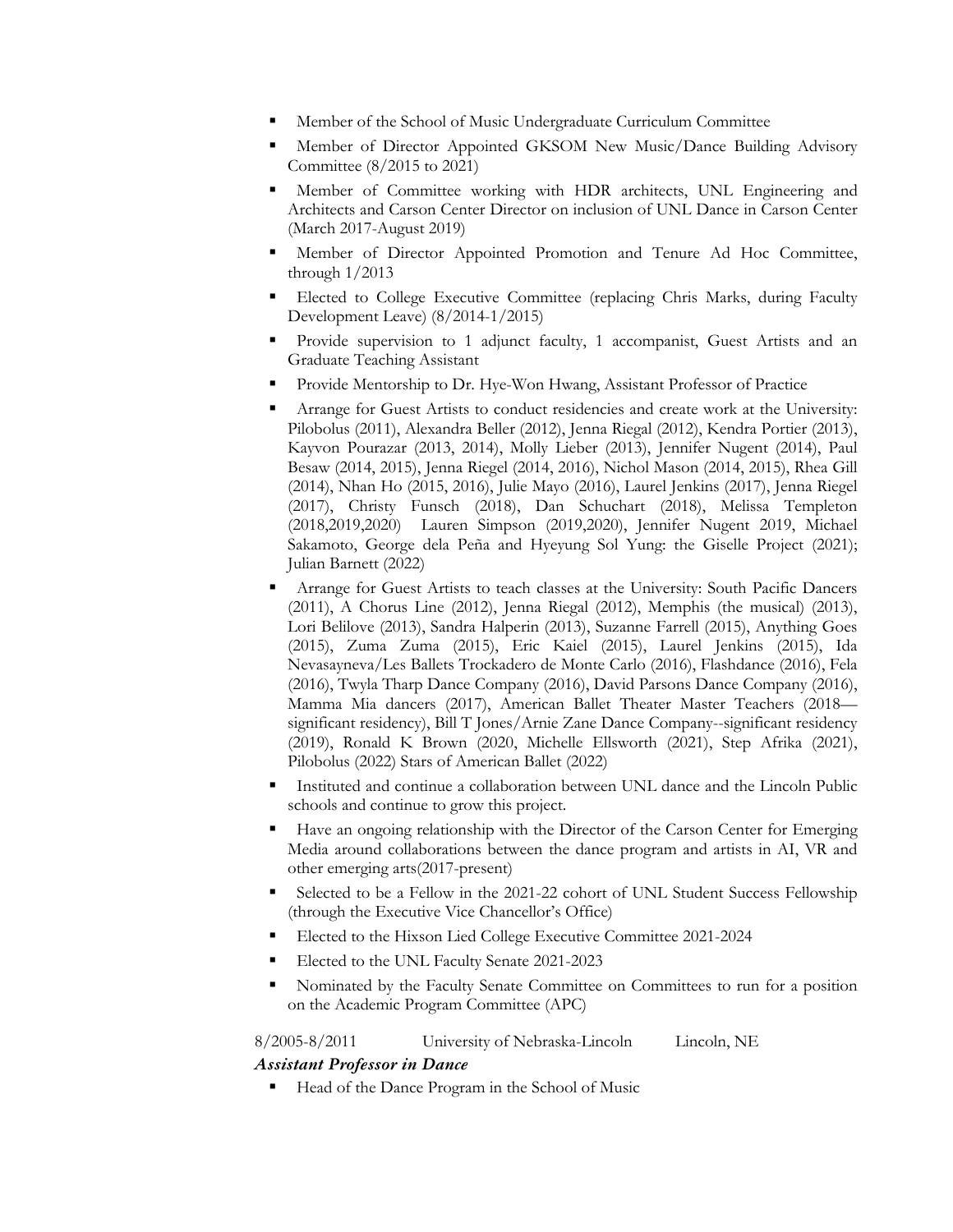- Member of the School of Music Undergraduate Curriculum Committee
- Member of Director Appointed GKSOM New Music/Dance Building Advisory Committee (8/2015 to 2021)
- Member of Committee working with HDR architects, UNL Engineering and Architects and Carson Center Director on inclusion of UNL Dance in Carson Center (March 2017-August 2019)
- Member of Director Appointed Promotion and Tenure Ad Hoc Committee, through 1/2013
- Elected to College Executive Committee (replacing Chris Marks, during Faculty Development Leave) (8/2014-1/2015)
- Provide supervision to 1 adjunct faculty, 1 accompanist, Guest Artists and an Graduate Teaching Assistant
- Provide Mentorship to Dr. Hye-Won Hwang, Assistant Professor of Practice
- Arrange for Guest Artists to conduct residencies and create work at the University: Pilobolus (2011), Alexandra Beller (2012), Jenna Riegal (2012), Kendra Portier (2013), Kayvon Pourazar (2013, 2014), Molly Lieber (2013), Jennifer Nugent (2014), Paul Besaw (2014, 2015), Jenna Riegel (2014, 2016), Nichol Mason (2014, 2015), Rhea Gill (2014), Nhan Ho (2015, 2016), Julie Mayo (2016), Laurel Jenkins (2017), Jenna Riegel (2017), Christy Funsch (2018), Dan Schuchart (2018), Melissa Templeton (2018,2019,2020) Lauren Simpson (2019,2020), Jennifer Nugent 2019, Michael Sakamoto, George dela Peña and Hyeyung Sol Yung: the Giselle Project (2021); Julian Barnett (2022)
- Arrange for Guest Artists to teach classes at the University: South Pacific Dancers (2011), A Chorus Line (2012), Jenna Riegal (2012), Memphis (the musical) (2013), Lori Belilove (2013), Sandra Halperin (2013), Suzanne Farrell (2015), Anything Goes (2015), Zuma Zuma (2015), Eric Kaiel (2015), Laurel Jenkins (2015), Ida Nevasayneva/Les Ballets Trockadero de Monte Carlo (2016), Flashdance (2016), Fela (2016), Twyla Tharp Dance Company (2016), David Parsons Dance Company (2016), Mamma Mia dancers (2017), American Ballet Theater Master Teachers (2018—significant residency), Bill T Jones/Arnie Zane Dance Company--significant residency (2019), Ronald K Brown (2020, Michelle Ellsworth (2021), Step Afrika (2021), Pilobolus (2022) Stars of American Ballet (2022)
- Instituted and continue a collaboration between UNL dance and the Lincoln Public schools and continue to grow this project.
- Have an ongoing relationship with the Director of the Carson Center for Emerging Media around collaborations between the dance program and artists in AI, VR and other emerging arts(2017-present)
- Selected to be a Fellow in the 2021-22 cohort of UNL Student Success Fellowship (through the Executive Vice Chancellor's Office)
- Elected to the Hixson Lied College Executive Committee 2021-2024
- Elected to the UNL Faculty Senate 2021-2023
- Nominated by the Faculty Senate Committee on Committees to run for a position on the Academic Program Committee (APC)

8/2005-8/2011 University of Nebraska-Lincoln Lincoln, NE

***Assistant Professor in Dance***

- Head of the Dance Program in the School of Music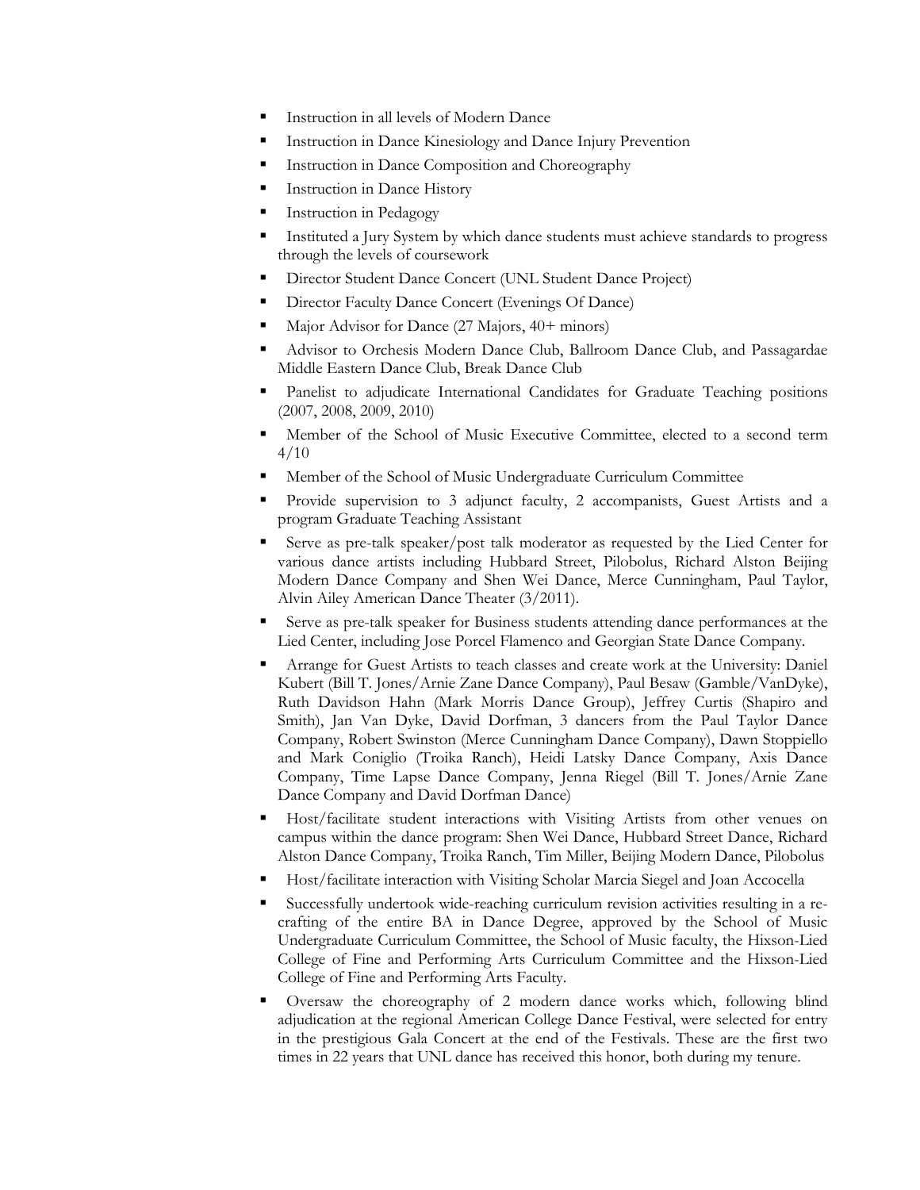- Instruction in all levels of Modern Dance
- Instruction in Dance Kinesiology and Dance Injury Prevention
- Instruction in Dance Composition and Choreography
- Instruction in Dance History
- Instruction in Pedagogy
- Instituted a Jury System by which dance students must achieve standards to progress through the levels of coursework
- Director Student Dance Concert (UNL Student Dance Project)
- Director Faculty Dance Concert (Evenings Of Dance)
- Major Advisor for Dance (27 Majors, 40+ minors)
- Advisor to Orchesis Modern Dance Club, Ballroom Dance Club, and Passagardae Middle Eastern Dance Club, Break Dance Club
- Panelist to adjudicate International Candidates for Graduate Teaching positions (2007, 2008, 2009, 2010)
- Member of the School of Music Executive Committee, elected to a second term 4/10
- Member of the School of Music Undergraduate Curriculum Committee
- Provide supervision to 3 adjunct faculty, 2 accompanists, Guest Artists and a program Graduate Teaching Assistant
- Serve as pre-talk speaker/post talk moderator as requested by the Lied Center for various dance artists including Hubbard Street, Pilobolus, Richard Alston Beijing Modern Dance Company and Shen Wei Dance, Merce Cunningham, Paul Taylor, Alvin Ailey American Dance Theater (3/2011).
- Serve as pre-talk speaker for Business students attending dance performances at the Lied Center, including Jose Porcel Flamenco and Georgian State Dance Company.
- Arrange for Guest Artists to teach classes and create work at the University: Daniel Kubert (Bill T. Jones/Arnie Zane Dance Company), Paul Besaw (Gamble/VanDyke), Ruth Davidson Hahn (Mark Morris Dance Group), Jeffrey Curtis (Shapiro and Smith), Jan Van Dyke, David Dorfman, 3 dancers from the Paul Taylor Dance Company, Robert Swinston (Merce Cunningham Dance Company), Dawn Stoppiello and Mark Coniglio (Troika Ranch), Heidi Latsky Dance Company, Axis Dance Company, Time Lapse Dance Company, Jenna Riegel (Bill T. Jones/Arnie Zane Dance Company and David Dorfman Dance)
- Host/facilitate student interactions with Visiting Artists from other venues on campus within the dance program: Shen Wei Dance, Hubbard Street Dance, Richard Alston Dance Company, Troika Ranch, Tim Miller, Beijing Modern Dance, Pilobolus
- Host/facilitate interaction with Visiting Scholar Marcia Siegel and Joan Accocella
- Successfully undertook wide-reaching curriculum revision activities resulting in a re-crafting of the entire BA in Dance Degree, approved by the School of Music Undergraduate Curriculum Committee, the School of Music faculty, the Hixson-Lied College of Fine and Performing Arts Curriculum Committee and the Hixson-Lied College of Fine and Performing Arts Faculty.
- Oversaw the choreography of 2 modern dance works which, following blind adjudication at the regional American College Dance Festival, were selected for entry in the prestigious Gala Concert at the end of the Festivals. These are the first two times in 22 years that UNL dance has received this honor, both during my tenure.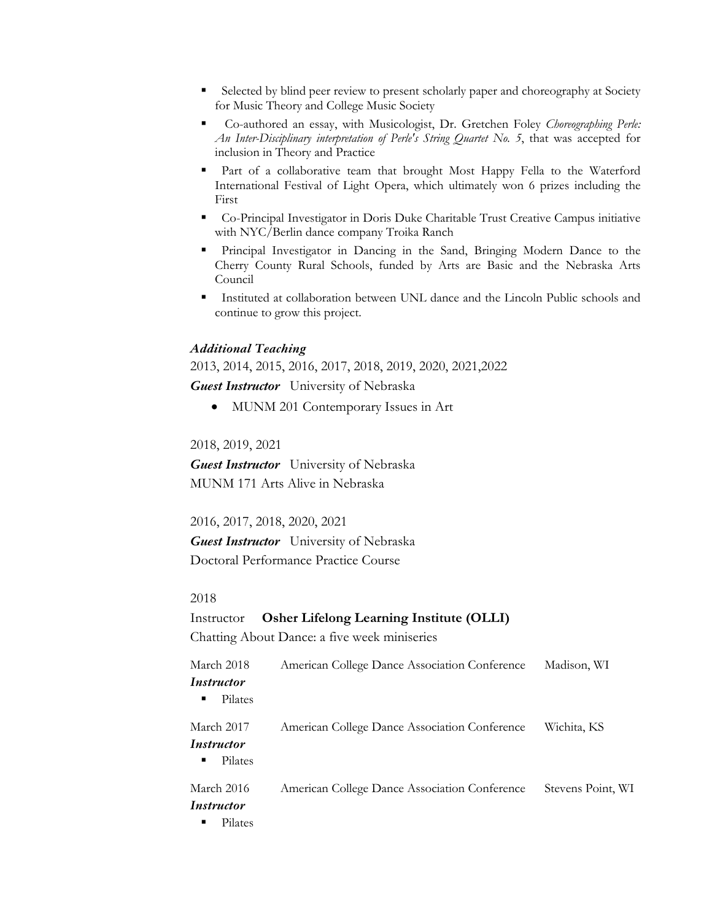- Selected by blind peer review to present scholarly paper and choreography at Society for Music Theory and College Music Society
- Co-authored an essay, with Musicologist, Dr. Gretchen Foley *Choreographing Perle: An Inter-Disciplinary interpretation of Perle's String Quartet No. 5*, that was accepted for inclusion in Theory and Practice
- Part of a collaborative team that brought Most Happy Fella to the Waterford International Festival of Light Opera, which ultimately won 6 prizes including the First
- Co-Principal Investigator in Doris Duke Charitable Trust Creative Campus initiative with NYC/Berlin dance company Troika Ranch
- Principal Investigator in Dancing in the Sand, Bringing Modern Dance to the Cherry County Rural Schools, funded by Arts are Basic and the Nebraska Arts Council
- Instituted at collaboration between UNL dance and the Lincoln Public schools and continue to grow this project.

***Additional Teaching***

2013, 2014, 2015, 2016, 2017, 2018, 2019, 2020, 2021,2022

***Guest Instructor*** University of Nebraska

- MUNM 201 Contemporary Issues in Art

2018, 2019, 2021

***Guest Instructor*** University of Nebraska

MUNM 171 Arts Alive in Nebraska

2016, 2017, 2018, 2020, 2021

***Guest Instructor*** University of Nebraska

Doctoral Performance Practice Course

2018

Instructor **Osher Lifelong Learning Institute (OLLI)**

Chatting About Dance: a five week miniseries

March 2018 American College Dance Association Conference Madison, WI

***Instructor***

- Pilates

March 2017 American College Dance Association Conference Wichita, KS

***Instructor***

- Pilates

March 2016 American College Dance Association Conference Stevens Point, WI

***Instructor***

- Pilates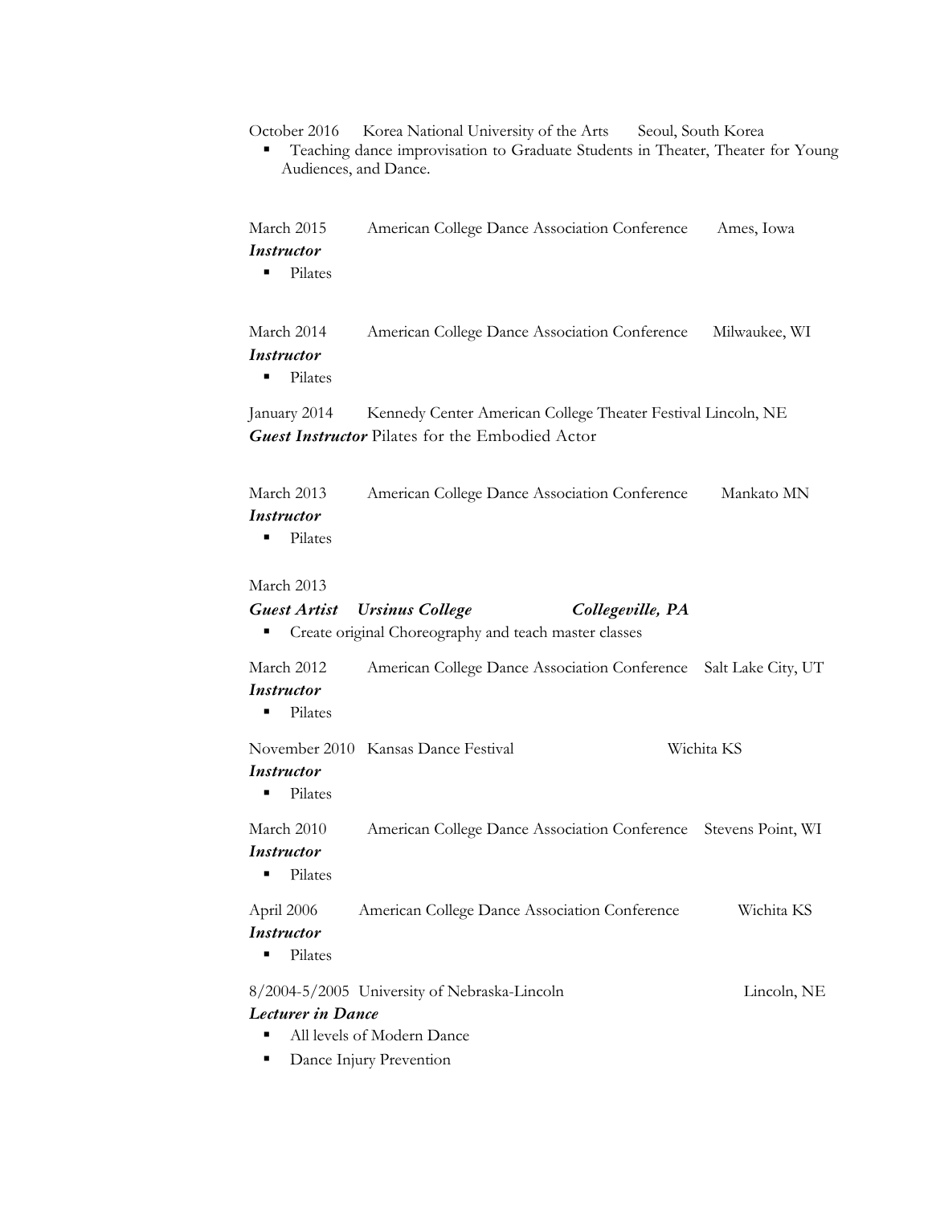October 2016 Korea National University of the Arts Seoul, South Korea

- Teaching dance improvisation to Graduate Students in Theater, Theater for Young Audiences, and Dance.

March 2015 American College Dance Association Conference Ames, Iowa
***Instructor***

- Pilates

March 2014 American College Dance Association Conference Milwaukee, WI
***Instructor***

- Pilates

January 2014 Kennedy Center American College Theater Festival Lincoln, NE
***Guest Instructor*** Pilates for the Embodied Actor

March 2013 American College Dance Association Conference Mankato MN
***Instructor***

- Pilates

March 2013
***Guest Artist Ursinus College Collegeville, PA***

- Create original Choreography and teach master classes

March 2012 American College Dance Association Conference Salt Lake City, UT
***Instructor***

- Pilates

November 2010 Kansas Dance Festival Wichita KS
***Instructor***

- Pilates

March 2010 American College Dance Association Conference Stevens Point, WI
***Instructor***

- Pilates

April 2006 American College Dance Association Conference Wichita KS
***Instructor***

- Pilates

8/2004-5/2005 University of Nebraska-Lincoln Lincoln, NE
***Lecturer in Dance***

- All levels of Modern Dance
- Dance Injury Prevention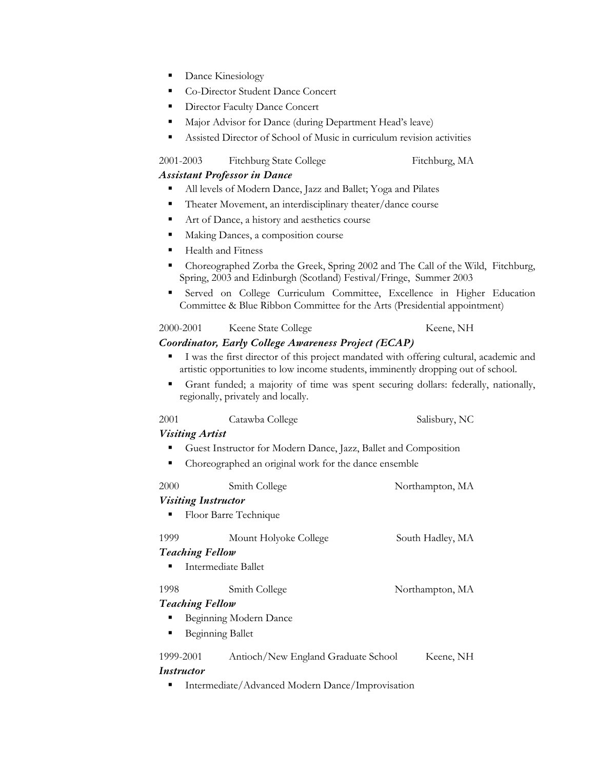- Dance Kinesiology
- Co-Director Student Dance Concert
- Director Faculty Dance Concert
- Major Advisor for Dance (during Department Head's leave)
- Assisted Director of School of Music in curriculum revision activities

2001-2003 Fitchburg State College Fitchburg, MA

***Assistant Professor in Dance***

- All levels of Modern Dance, Jazz and Ballet; Yoga and Pilates
- Theater Movement, an interdisciplinary theater/dance course
- Art of Dance, a history and aesthetics course
- Making Dances, a composition course
- Health and Fitness
- Choreographed Zorba the Greek, Spring 2002 and The Call of the Wild, Fitchburg, Spring, 2003 and Edinburgh (Scotland) Festival/Fringe, Summer 2003
- Served on College Curriculum Committee, Excellence in Higher Education Committee & Blue Ribbon Committee for the Arts (Presidential appointment)

2000-2001 Keene State College Keene, NH

***Coordinator, Early College Awareness Project (ECAP)***

- I was the first director of this project mandated with offering cultural, academic and artistic opportunities to low income students, imminently dropping out of school.
- Grant funded; a majority of time was spent securing dollars: federally, nationally, regionally, privately and locally.

2001 Catawba College Salisbury, NC

***Visiting Artist***

- Guest Instructor for Modern Dance, Jazz, Ballet and Composition
- Choreographed an original work for the dance ensemble

2000 Smith College Northampton, MA

***Visiting Instructor***

- Floor Barre Technique

1999 Mount Holyoke College South Hadley, MA

***Teaching Fellow***

- Intermediate Ballet

1998 Smith College Northampton, MA

***Teaching Fellow***

- Beginning Modern Dance
- Beginning Ballet

1999-2001 Antioch/New England Graduate School Keene, NH

***Instructor***

- Intermediate/Advanced Modern Dance/Improvisation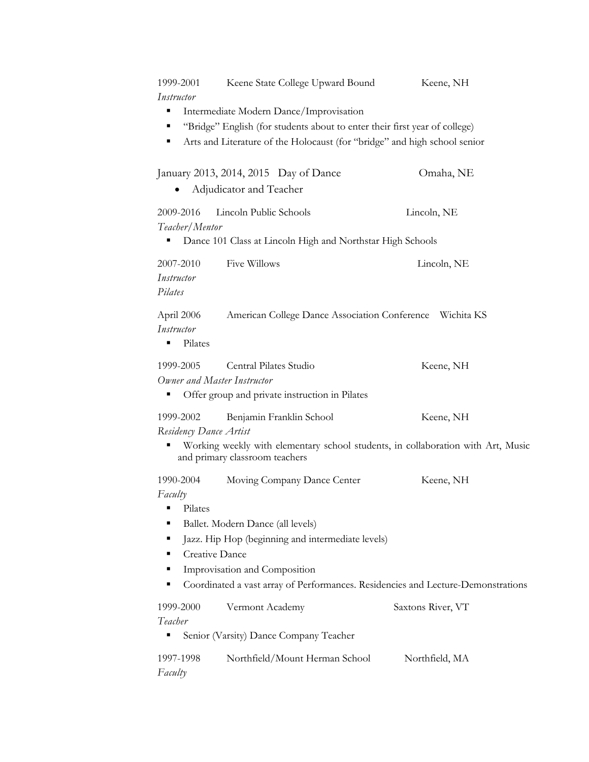1999-2001 Keene State College Upward Bound Keene, NH

*Instructor*

- Intermediate Modern Dance/Improvisation
- "Bridge" English (for students about to enter their first year of college)
- Arts and Literature of the Holocaust (for "bridge" and high school senior

January 2013, 2014, 2015 Day of Dance Omaha, NE

- Adjudicator and Teacher

2009-2016 Lincoln Public Schools Lincoln, NE

*Teacher/Mentor*

- Dance 101 Class at Lincoln High and Northstar High Schools

2007-2010 Five Willows Lincoln, NE

*Instructor*

*Pilates*

April 2006 American College Dance Association Conference Wichita KS

*Instructor*

- Pilates

1999-2005 Central Pilates Studio Keene, NH

*Owner and Master Instructor*

- Offer group and private instruction in Pilates

1999-2002 Benjamin Franklin School Keene, NH

*Residency Dance Artist*

- Working weekly with elementary school students, in collaboration with Art, Music and primary classroom teachers

1990-2004 Moving Company Dance Center Keene, NH

*Faculty*

- Pilates
- Ballet. Modern Dance (all levels)
- Jazz. Hip Hop (beginning and intermediate levels)
- Creative Dance
- Improvisation and Composition
- Coordinated a vast array of Performances. Residencies and Lecture-Demonstrations

1999-2000 Vermont Academy Saxtons River, VT

*Teacher*

- Senior (Varsity) Dance Company Teacher

1997-1998 Northfield/Mount Herman School Northfield, MA

*Faculty*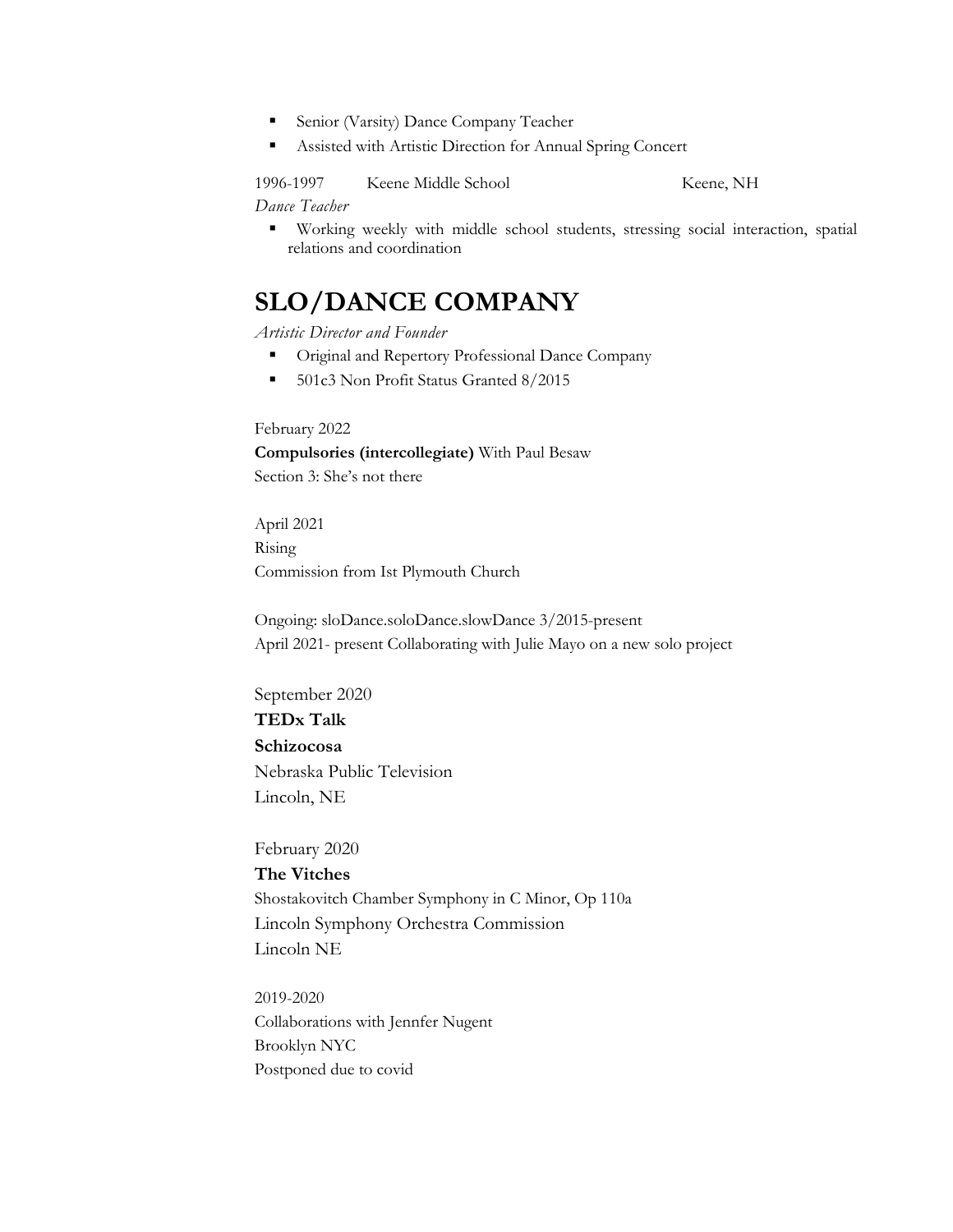- Senior (Varsity) Dance Company Teacher
- Assisted with Artistic Direction for Annual Spring Concert

1996-1997 Keene Middle School Keene, NH

*Dance Teacher*

- Working weekly with middle school students, stressing social interaction, spatial relations and coordination

# SLO/DANCE COMPANY

*Artistic Director and Founder*

- Original and Repertory Professional Dance Company
- 501c3 Non Profit Status Granted 8/2015

February 2022

**Compulsories (intercollegiate)** With Paul Besaw

Section 3: She's not there

April 2021

Rising

Commission from Ist Plymouth Church

Ongoing: sloDance.soloDance.slowDance 3/2015-present

April 2021- present Collaborating with Julie Mayo on a new solo project

September 2020

**TEDx Talk**

**Schizocosa**

Nebraska Public Television

Lincoln, NE

February 2020

**The Vitches**

Shostakovitch Chamber Symphony in C Minor, Op 110a

Lincoln Symphony Orchestra Commission

Lincoln NE

2019-2020

Collaborations with Jennfer Nugent

Brooklyn NYC

Postponed due to covid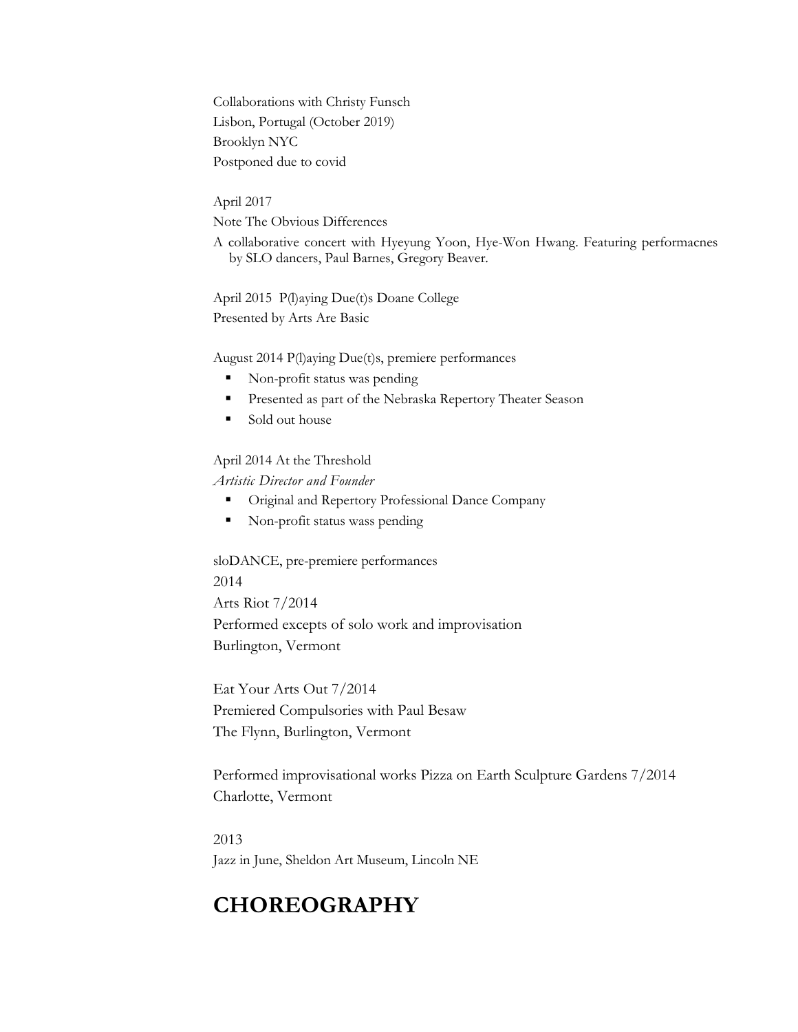Collaborations with Christy Funsch
Lisbon, Portugal (October 2019)
Brooklyn NYC
Postponed due to covid

April 2017
Note The Obvious Differences
A collaborative concert with Hyeyung Yoon, Hye-Won Hwang. Featuring performacnes by SLO dancers, Paul Barnes, Gregory Beaver.

April 2015 P(l)aying Due(t)s Doane College
Presented by Arts Are Basic

August 2014 P(l)aying Due(t)s, premiere performances

- Non-profit status was pending
- Presented as part of the Nebraska Repertory Theater Season
- Sold out house

April 2014 At the Threshold
*Artistic Director and Founder*

- Original and Repertory Professional Dance Company
- Non-profit status wass pending

sloDANCE, pre-premiere performances
2014
Arts Riot 7/2014
Performed excepts of solo work and improvisation
Burlington, Vermont

Eat Your Arts Out 7/2014
Premiered Compulsories with Paul Besaw
The Flynn, Burlington, Vermont

Performed improvisational works Pizza on Earth Sculpture Gardens 7/2014
Charlotte, Vermont

2013
Jazz in June, Sheldon Art Museum, Lincoln NE

# CHOREOGRAPHY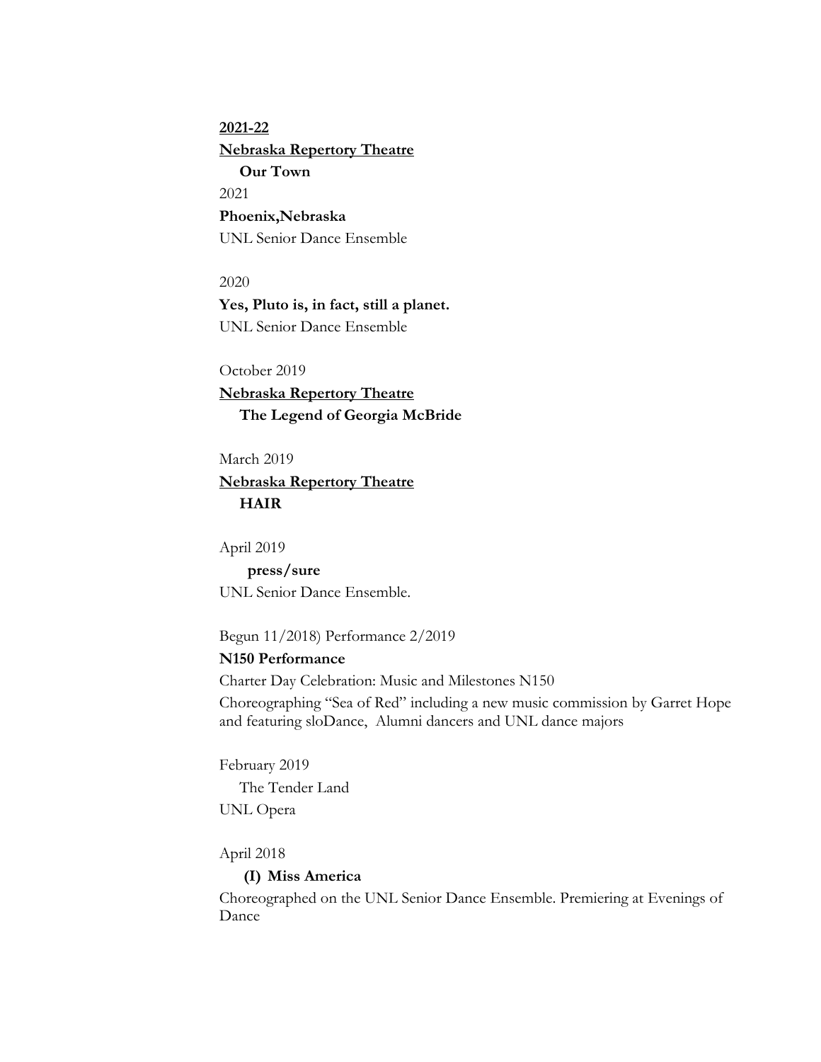**<u>2021-22</u>**

**<u>Nebraska Repertory Theatre</u>**

**Our Town**

2021

**Phoenix,Nebraska**

UNL Senior Dance Ensemble

2020

**Yes, Pluto is, in fact, still a planet.**

UNL Senior Dance Ensemble

October 2019

**<u>Nebraska Repertory Theatre</u>**

**The Legend of Georgia McBride**

March 2019

**<u>Nebraska Repertory Theatre</u>**

**HAIR**

April 2019

**press/sure**

UNL Senior Dance Ensemble.

Begun 11/2018) Performance 2/2019

**N150 Performance**

Charter Day Celebration: Music and Milestones N150

Choreographing "Sea of Red" including a new music commission by Garret Hope and featuring sloDance, Alumni dancers and UNL dance majors

February 2019

The Tender Land

UNL Opera

April 2018

**(I) Miss America**

Choreographed on the UNL Senior Dance Ensemble. Premiering at Evenings of Dance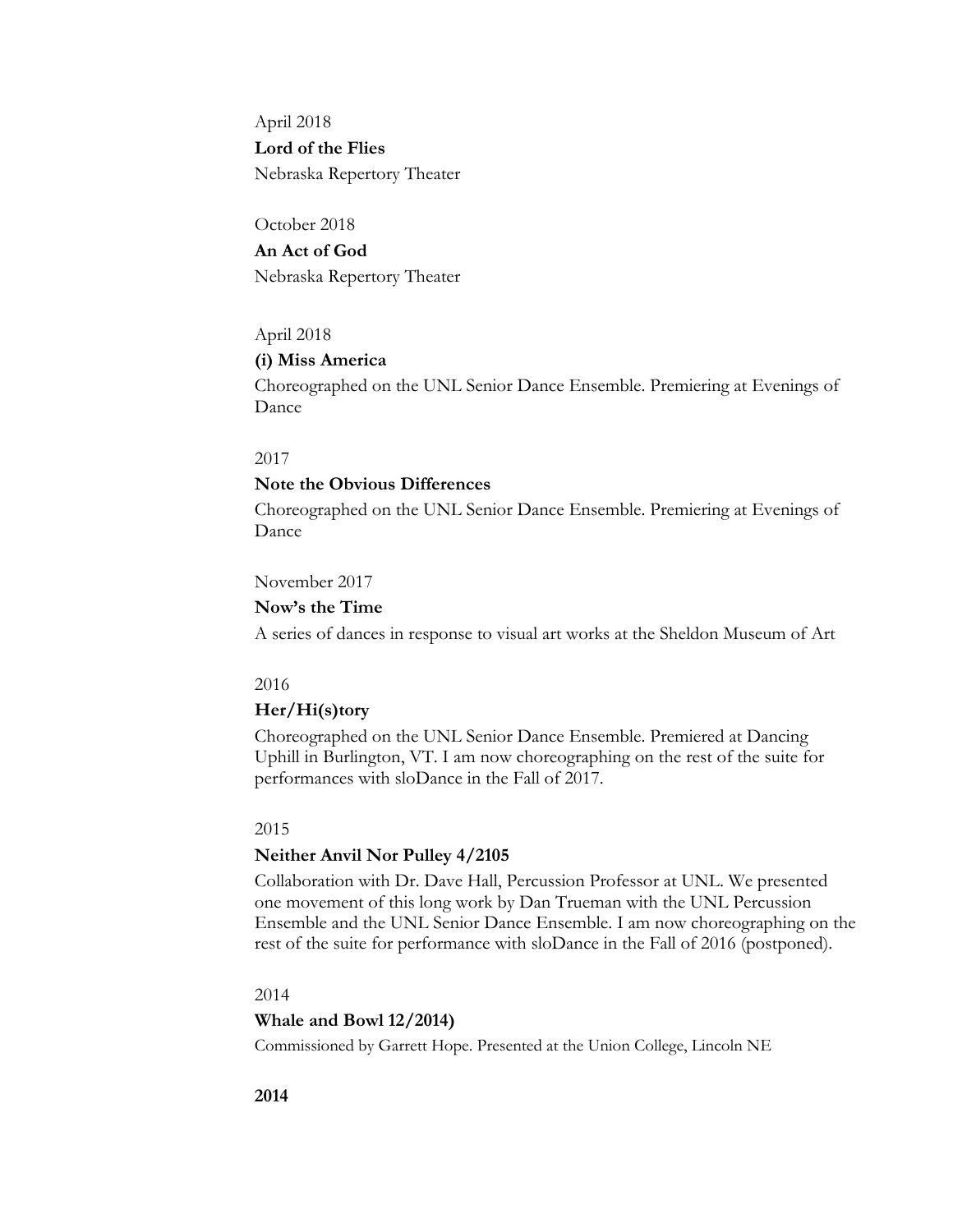April 2018

**Lord of the Flies**

Nebraska Repertory Theater

October 2018

**An Act of God**

Nebraska Repertory Theater

April 2018

**(i) Miss America**

Choreographed on the UNL Senior Dance Ensemble. Premiering at Evenings of Dance

2017

**Note the Obvious Differences**

Choreographed on the UNL Senior Dance Ensemble. Premiering at Evenings of Dance

November 2017

**Now's the Time**

A series of dances in response to visual art works at the Sheldon Museum of Art

2016

**Her/Hi(s)tory**

Choreographed on the UNL Senior Dance Ensemble. Premiered at Dancing Uphill in Burlington, VT. I am now choreographing on the rest of the suite for performances with sloDance in the Fall of 2017.

2015

**Neither Anvil Nor Pulley 4/2105**

Collaboration with Dr. Dave Hall, Percussion Professor at UNL. We presented one movement of this long work by Dan Trueman with the UNL Percussion Ensemble and the UNL Senior Dance Ensemble. I am now choreographing on the rest of the suite for performance with sloDance in the Fall of 2016 (postponed).

2014

**Whale and Bowl 12/2014)**

Commissioned by Garrett Hope. Presented at the Union College, Lincoln NE

**2014**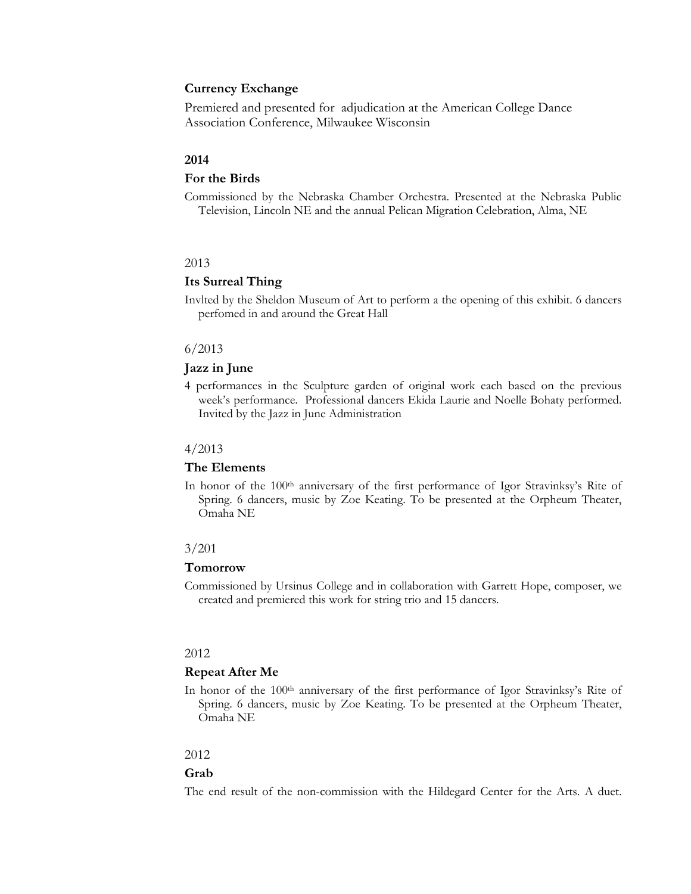**Currency Exchange**

Premiered and presented for adjudication at the American College Dance Association Conference, Milwaukee Wisconsin

**2014**

**For the Birds**

Commissioned by the Nebraska Chamber Orchestra. Presented at the Nebraska Public Television, Lincoln NE and the annual Pelican Migration Celebration, Alma, NE

2013

**Its Surreal Thing**

Invlted by the Sheldon Museum of Art to perform a the opening of this exhibit. 6 dancers perfomed in and around the Great Hall

6/2013

**Jazz in June**

4 performances in the Sculpture garden of original work each based on the previous week's performance. Professional dancers Ekida Laurie and Noelle Bohaty performed. Invited by the Jazz in June Administration

4/2013

**The Elements**

In honor of the 100th anniversary of the first performance of Igor Stravinksy's Rite of Spring. 6 dancers, music by Zoe Keating. To be presented at the Orpheum Theater, Omaha NE

3/201

**Tomorrow**

Commissioned by Ursinus College and in collaboration with Garrett Hope, composer, we created and premiered this work for string trio and 15 dancers.

2012

**Repeat After Me**

In honor of the 100th anniversary of the first performance of Igor Stravinksy's Rite of Spring. 6 dancers, music by Zoe Keating. To be presented at the Orpheum Theater, Omaha NE

2012

**Grab**

The end result of the non-commission with the Hildegard Center for the Arts. A duet.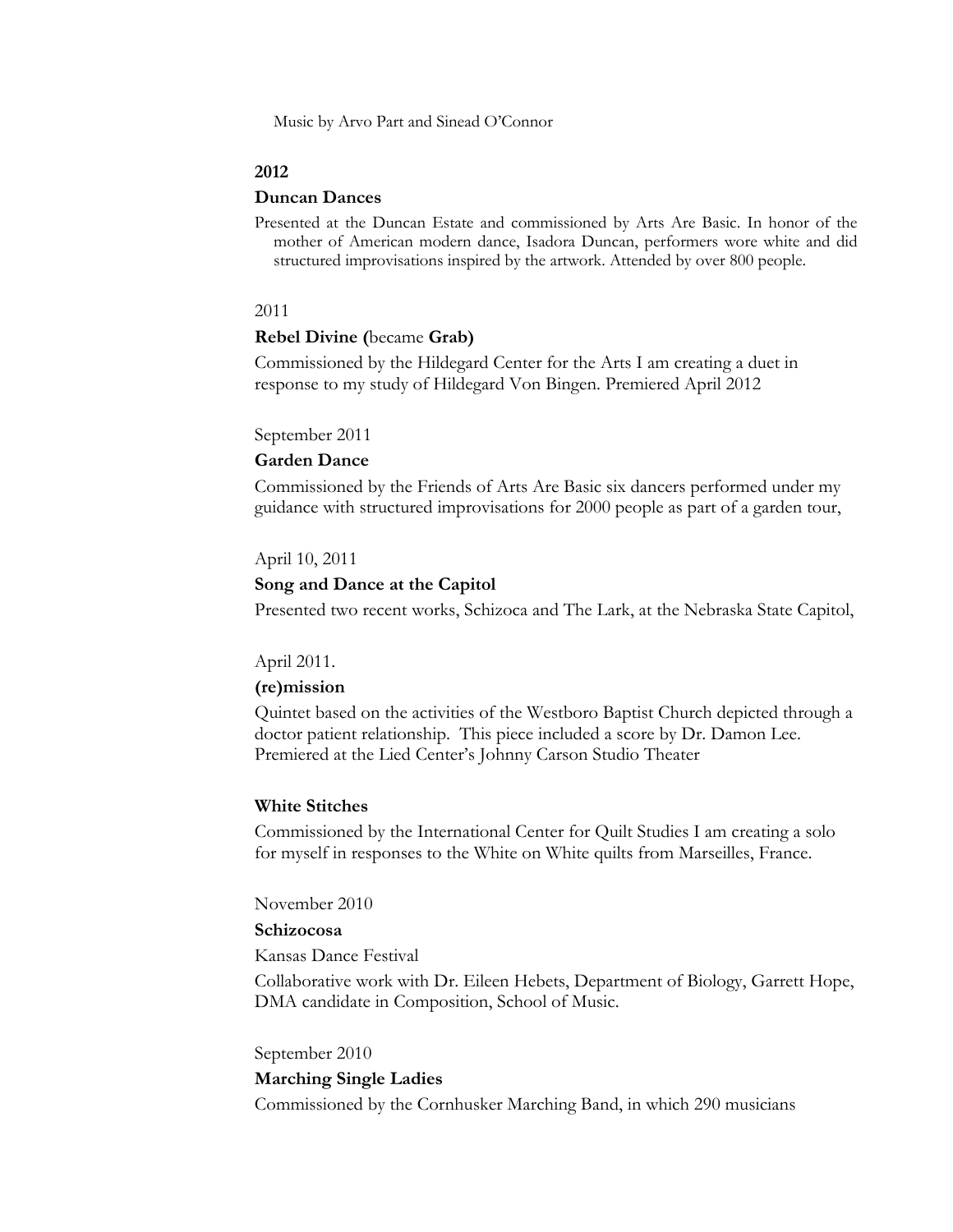Music by Arvo Part and Sinead O'Connor

**2012**

**Duncan Dances**

Presented at the Duncan Estate and commissioned by Arts Are Basic. In honor of the mother of American modern dance, Isadora Duncan, performers wore white and did structured improvisations inspired by the artwork. Attended by over 800 people.

2011

**Rebel Divine (**became **Grab)**

Commissioned by the Hildegard Center for the Arts I am creating a duet in response to my study of Hildegard Von Bingen. Premiered April 2012

September 2011

**Garden Dance**

Commissioned by the Friends of Arts Are Basic six dancers performed under my guidance with structured improvisations for 2000 people as part of a garden tour,

April 10, 2011

**Song and Dance at the Capitol**

Presented two recent works, Schizoca and The Lark, at the Nebraska State Capitol,

April 2011.

**(re)mission**

Quintet based on the activities of the Westboro Baptist Church depicted through a doctor patient relationship. This piece included a score by Dr. Damon Lee. Premiered at the Lied Center's Johnny Carson Studio Theater

**White Stitches**

Commissioned by the International Center for Quilt Studies I am creating a solo for myself in responses to the White on White quilts from Marseilles, France.

November 2010

**Schizocosa**

Kansas Dance Festival

Collaborative work with Dr. Eileen Hebets, Department of Biology, Garrett Hope, DMA candidate in Composition, School of Music.

September 2010

**Marching Single Ladies**

Commissioned by the Cornhusker Marching Band, in which 290 musicians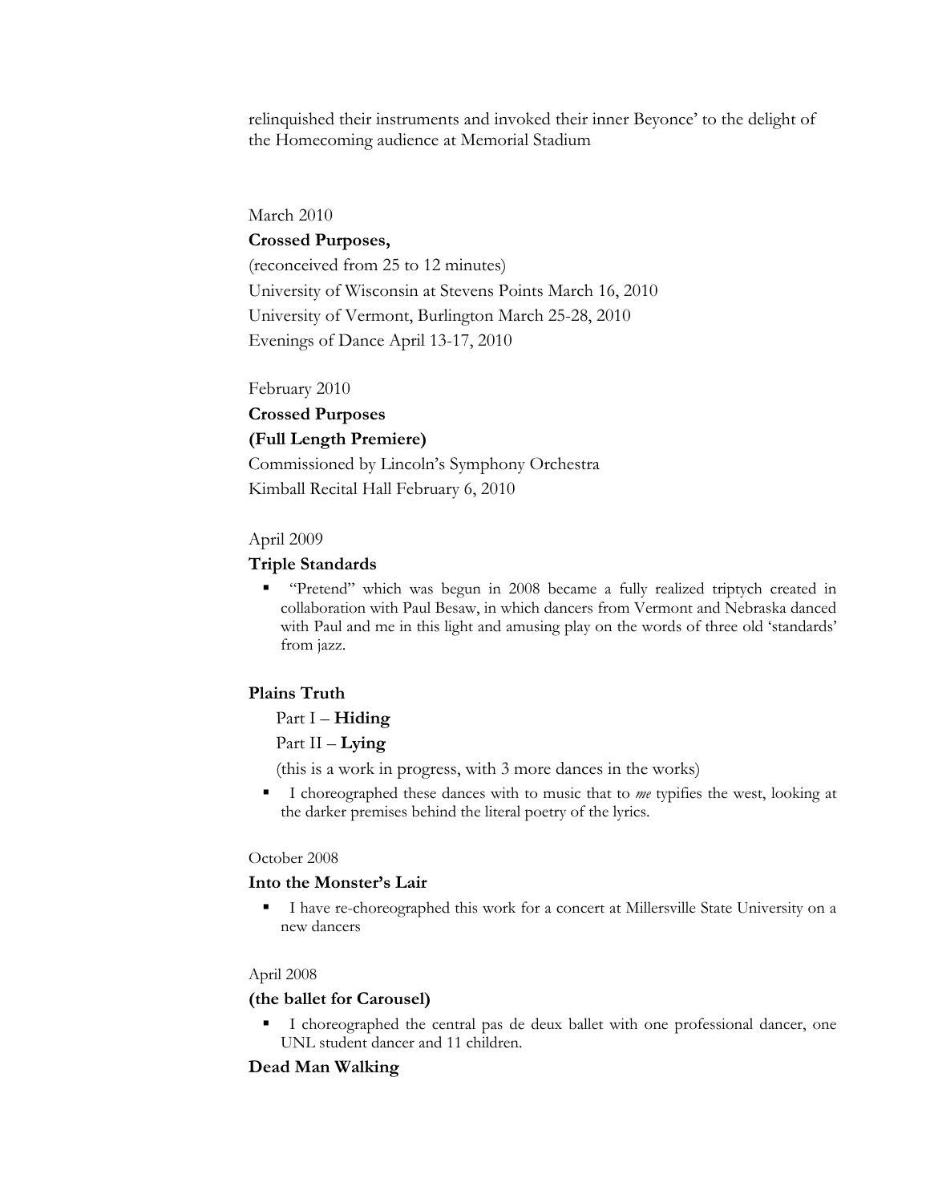relinquished their instruments and invoked their inner Beyonce' to the delight of the Homecoming audience at Memorial Stadium

March 2010

**Crossed Purposes,**

(reconceived from 25 to 12 minutes)

University of Wisconsin at Stevens Points March 16, 2010

University of Vermont, Burlington March 25-28, 2010

Evenings of Dance April 13-17, 2010

February 2010

**Crossed Purposes**

**(Full Length Premiere)**

Commissioned by Lincoln's Symphony Orchestra

Kimball Recital Hall February 6, 2010

April 2009

**Triple Standards**

- "Pretend" which was begun in 2008 became a fully realized triptych created in collaboration with Paul Besaw, in which dancers from Vermont and Nebraska danced with Paul and me in this light and amusing play on the words of three old 'standards' from jazz.

**Plains Truth**

Part I – **Hiding**

Part II – **Lying**

(this is a work in progress, with 3 more dances in the works)

- I choreographed these dances with to music that to *me* typifies the west, looking at the darker premises behind the literal poetry of the lyrics.

October 2008

**Into the Monster's Lair**

- I have re-choreographed this work for a concert at Millersville State University on a new dancers

April 2008

**(the ballet for Carousel)**

- I choreographed the central pas de deux ballet with one professional dancer, one UNL student dancer and 11 children.

**Dead Man Walking**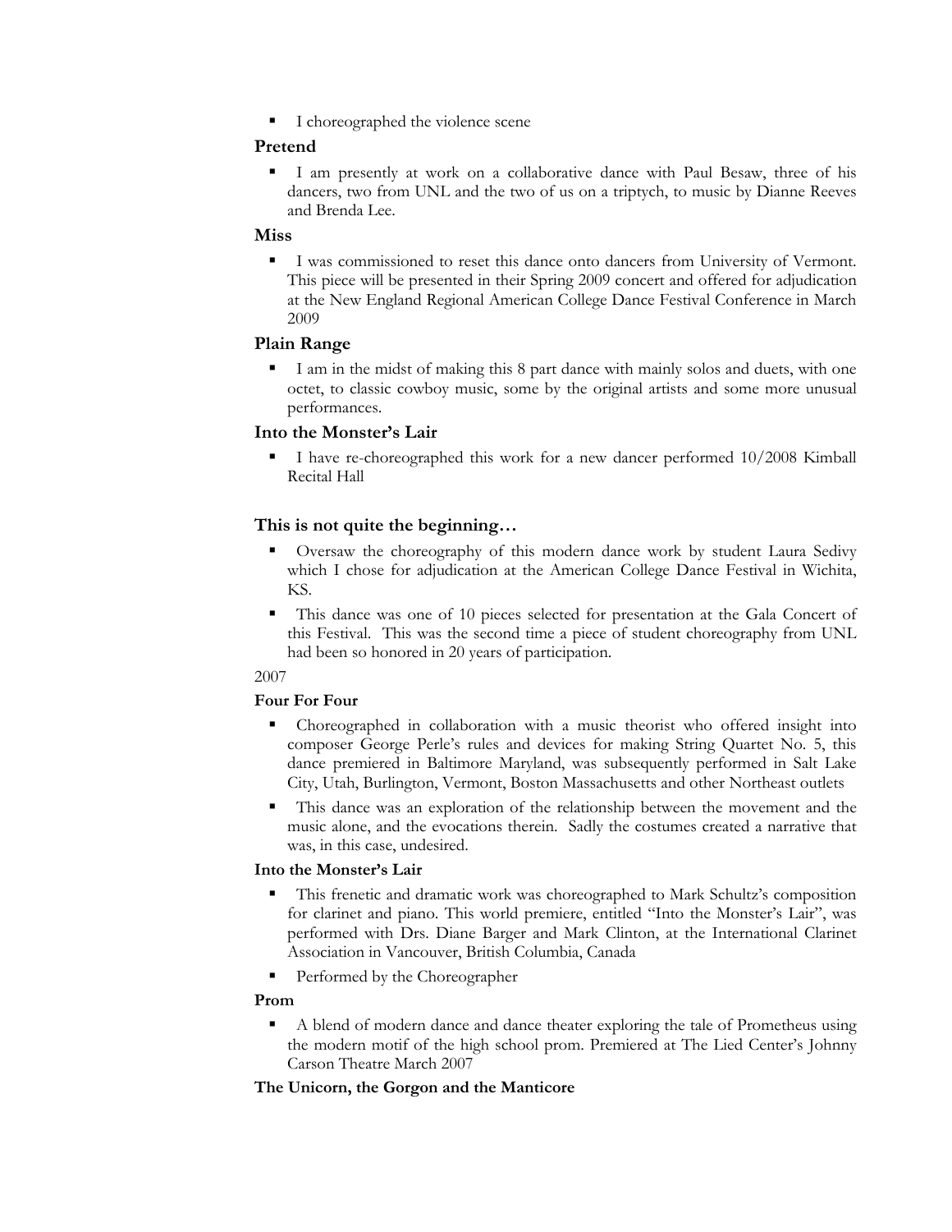- I choreographed the violence scene

**Pretend**

- I am presently at work on a collaborative dance with Paul Besaw, three of his dancers, two from UNL and the two of us on a triptych, to music by Dianne Reeves and Brenda Lee.

**Miss**

- I was commissioned to reset this dance onto dancers from University of Vermont. This piece will be presented in their Spring 2009 concert and offered for adjudication at the New England Regional American College Dance Festival Conference in March 2009

**Plain Range**

- I am in the midst of making this 8 part dance with mainly solos and duets, with one octet, to classic cowboy music, some by the original artists and some more unusual performances.

**Into the Monster's Lair**

- I have re-choreographed this work for a new dancer performed 10/2008 Kimball Recital Hall

**This is not quite the beginning…**

- Oversaw the choreography of this modern dance work by student Laura Sedivy which I chose for adjudication at the American College Dance Festival in Wichita, KS.
- This dance was one of 10 pieces selected for presentation at the Gala Concert of this Festival. This was the second time a piece of student choreography from UNL had been so honored in 20 years of participation.

2007

**Four For Four**

- Choreographed in collaboration with a music theorist who offered insight into composer George Perle's rules and devices for making String Quartet No. 5, this dance premiered in Baltimore Maryland, was subsequently performed in Salt Lake City, Utah, Burlington, Vermont, Boston Massachusetts and other Northeast outlets
- This dance was an exploration of the relationship between the movement and the music alone, and the evocations therein. Sadly the costumes created a narrative that was, in this case, undesired.

**Into the Monster's Lair**

- This frenetic and dramatic work was choreographed to Mark Schultz's composition for clarinet and piano. This world premiere, entitled "Into the Monster's Lair", was performed with Drs. Diane Barger and Mark Clinton, at the International Clarinet Association in Vancouver, British Columbia, Canada
- Performed by the Choreographer

**Prom**

- A blend of modern dance and dance theater exploring the tale of Prometheus using the modern motif of the high school prom. Premiered at The Lied Center's Johnny Carson Theatre March 2007

**The Unicorn, the Gorgon and the Manticore**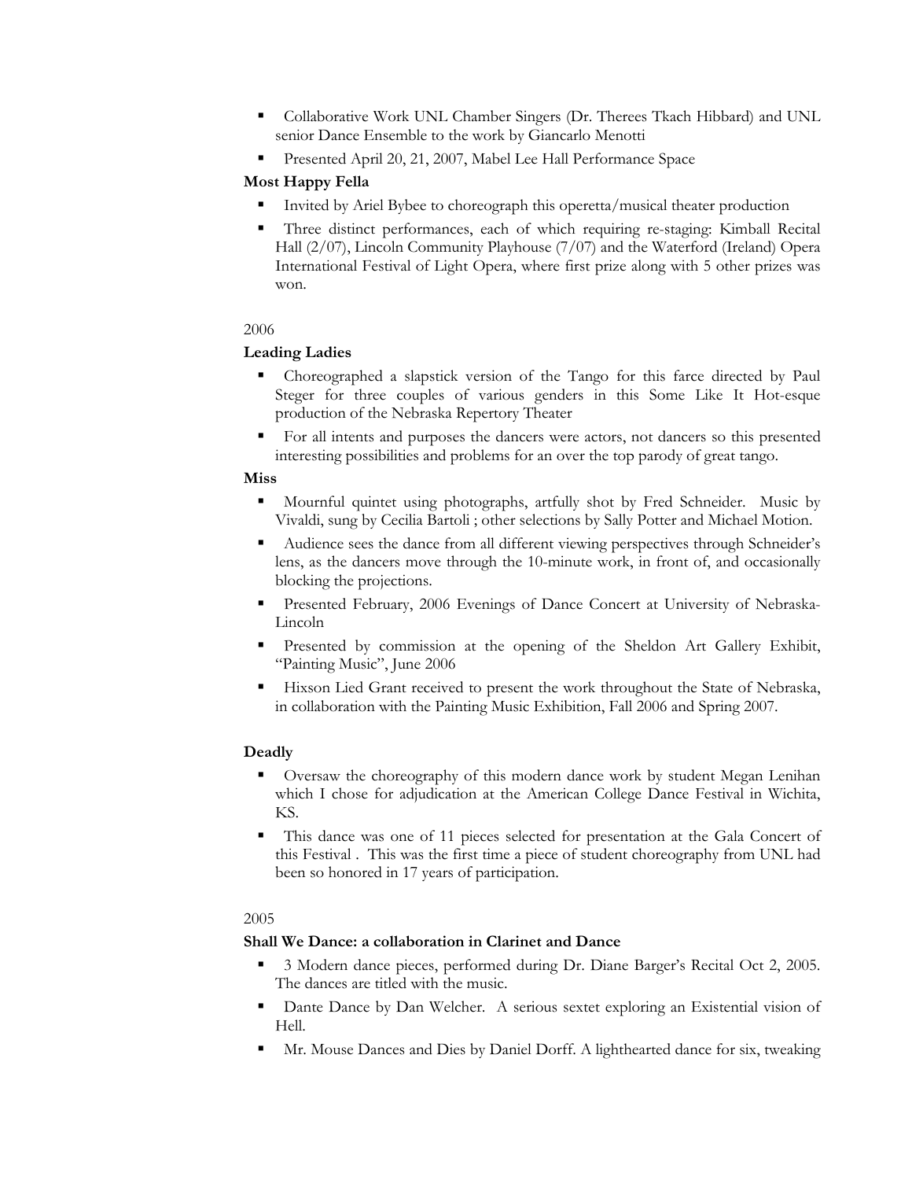- Collaborative Work UNL Chamber Singers (Dr. Therees Tkach Hibbard) and UNL senior Dance Ensemble to the work by Giancarlo Menotti
- Presented April 20, 21, 2007, Mabel Lee Hall Performance Space

**Most Happy Fella**

- Invited by Ariel Bybee to choreograph this operetta/musical theater production
- Three distinct performances, each of which requiring re-staging: Kimball Recital Hall (2/07), Lincoln Community Playhouse (7/07) and the Waterford (Ireland) Opera International Festival of Light Opera, where first prize along with 5 other prizes was won.

2006

**Leading Ladies**

- Choreographed a slapstick version of the Tango for this farce directed by Paul Steger for three couples of various genders in this Some Like It Hot-esque production of the Nebraska Repertory Theater
- For all intents and purposes the dancers were actors, not dancers so this presented interesting possibilities and problems for an over the top parody of great tango.

**Miss**

- Mournful quintet using photographs, artfully shot by Fred Schneider. Music by Vivaldi, sung by Cecilia Bartoli ; other selections by Sally Potter and Michael Motion.
- Audience sees the dance from all different viewing perspectives through Schneider's lens, as the dancers move through the 10-minute work, in front of, and occasionally blocking the projections.
- Presented February, 2006 Evenings of Dance Concert at University of Nebraska-Lincoln
- Presented by commission at the opening of the Sheldon Art Gallery Exhibit, "Painting Music", June 2006
- Hixson Lied Grant received to present the work throughout the State of Nebraska, in collaboration with the Painting Music Exhibition, Fall 2006 and Spring 2007.

**Deadly**

- Oversaw the choreography of this modern dance work by student Megan Lenihan which I chose for adjudication at the American College Dance Festival in Wichita, KS.
- This dance was one of 11 pieces selected for presentation at the Gala Concert of this Festival . This was the first time a piece of student choreography from UNL had been so honored in 17 years of participation.

2005

**Shall We Dance: a collaboration in Clarinet and Dance**

- 3 Modern dance pieces, performed during Dr. Diane Barger's Recital Oct 2, 2005. The dances are titled with the music.
- Dante Dance by Dan Welcher. A serious sextet exploring an Existential vision of Hell.
- Mr. Mouse Dances and Dies by Daniel Dorff. A lighthearted dance for six, tweaking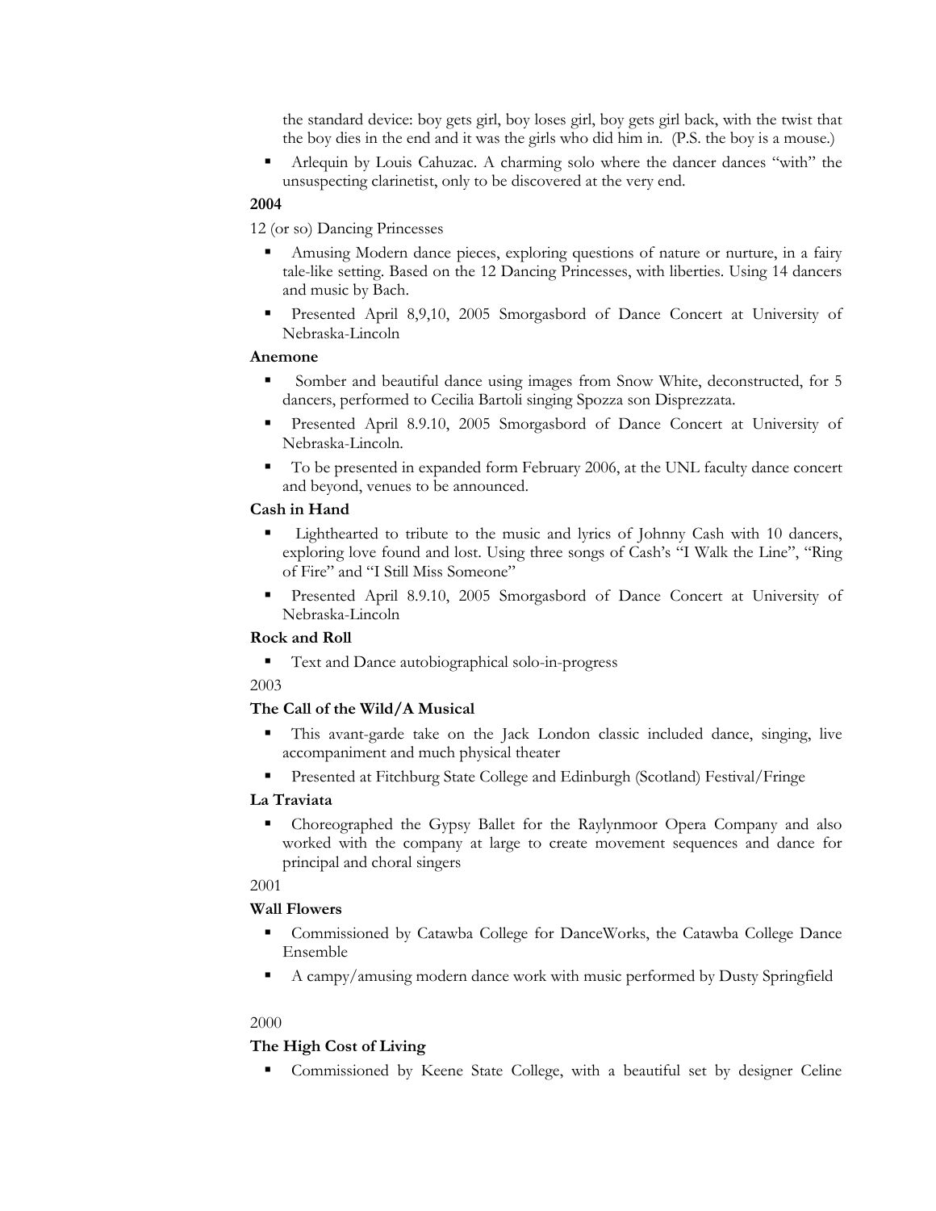the standard device: boy gets girl, boy loses girl, boy gets girl back, with the twist that the boy dies in the end and it was the girls who did him in. (P.S. the boy is a mouse.)

- Arlequin by Louis Cahuzac. A charming solo where the dancer dances "with" the unsuspecting clarinetist, only to be discovered at the very end.

**2004**

12 (or so) Dancing Princesses

- Amusing Modern dance pieces, exploring questions of nature or nurture, in a fairy tale-like setting. Based on the 12 Dancing Princesses, with liberties. Using 14 dancers and music by Bach.
- Presented April 8,9,10, 2005 Smorgasbord of Dance Concert at University of Nebraska-Lincoln

**Anemone**

- Somber and beautiful dance using images from Snow White, deconstructed, for 5 dancers, performed to Cecilia Bartoli singing Spozza son Disprezzata.
- Presented April 8.9.10, 2005 Smorgasbord of Dance Concert at University of Nebraska-Lincoln.
- To be presented in expanded form February 2006, at the UNL faculty dance concert and beyond, venues to be announced.

**Cash in Hand**

- Lighthearted to tribute to the music and lyrics of Johnny Cash with 10 dancers, exploring love found and lost. Using three songs of Cash's "I Walk the Line", "Ring of Fire" and "I Still Miss Someone"
- Presented April 8.9.10, 2005 Smorgasbord of Dance Concert at University of Nebraska-Lincoln

**Rock and Roll**

- Text and Dance autobiographical solo-in-progress

2003

**The Call of the Wild/A Musical**

- This avant-garde take on the Jack London classic included dance, singing, live accompaniment and much physical theater
- Presented at Fitchburg State College and Edinburgh (Scotland) Festival/Fringe

**La Traviata**

- Choreographed the Gypsy Ballet for the Raylynmoor Opera Company and also worked with the company at large to create movement sequences and dance for principal and choral singers

2001

**Wall Flowers**

- Commissioned by Catawba College for DanceWorks, the Catawba College Dance Ensemble
- A campy/amusing modern dance work with music performed by Dusty Springfield

2000

**The High Cost of Living**

- Commissioned by Keene State College, with a beautiful set by designer Celine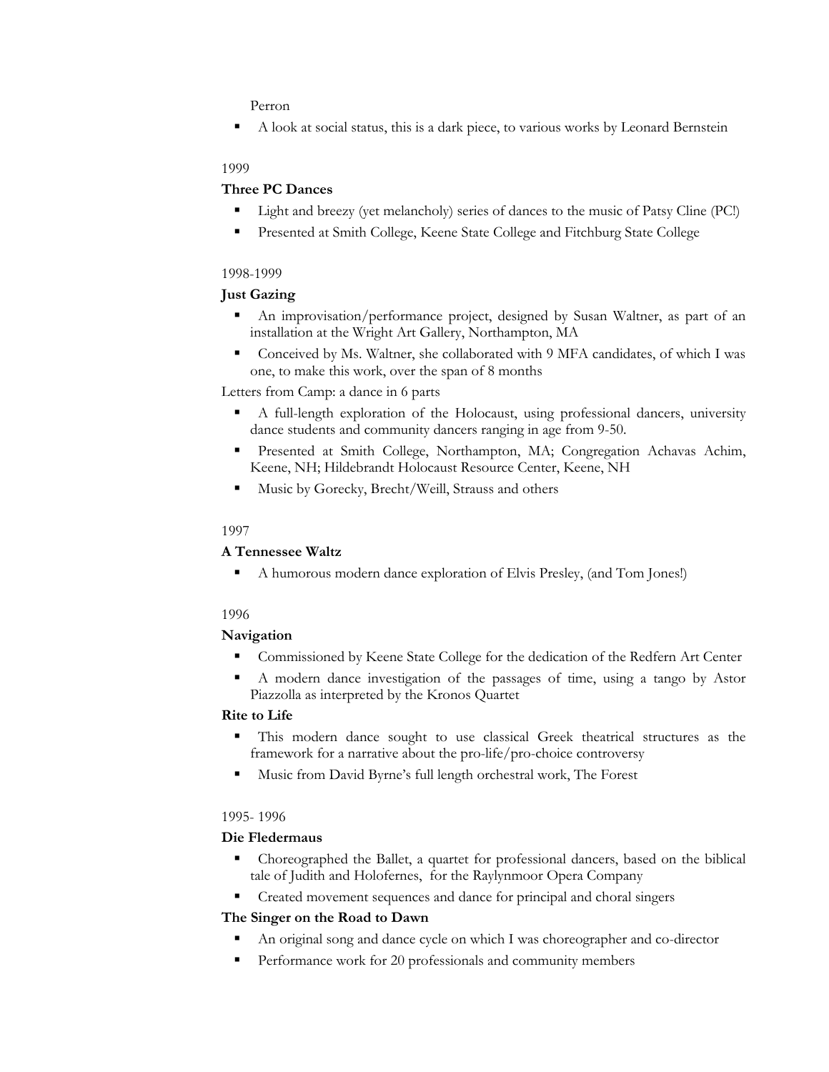Perron

- A look at social status, this is a dark piece, to various works by Leonard Bernstein

1999

**Three PC Dances**

- Light and breezy (yet melancholy) series of dances to the music of Patsy Cline (PC!)
- Presented at Smith College, Keene State College and Fitchburg State College

1998-1999

**Just Gazing**

- An improvisation/performance project, designed by Susan Waltner, as part of an installation at the Wright Art Gallery, Northampton, MA
- Conceived by Ms. Waltner, she collaborated with 9 MFA candidates, of which I was one, to make this work, over the span of 8 months

Letters from Camp: a dance in 6 parts

- A full-length exploration of the Holocaust, using professional dancers, university dance students and community dancers ranging in age from 9-50.
- Presented at Smith College, Northampton, MA; Congregation Achavas Achim, Keene, NH; Hildebrandt Holocaust Resource Center, Keene, NH
- Music by Gorecky, Brecht/Weill, Strauss and others

1997

**A Tennessee Waltz**

- A humorous modern dance exploration of Elvis Presley, (and Tom Jones!)

1996

**Navigation**

- Commissioned by Keene State College for the dedication of the Redfern Art Center
- A modern dance investigation of the passages of time, using a tango by Astor Piazzolla as interpreted by the Kronos Quartet

**Rite to Life**

- This modern dance sought to use classical Greek theatrical structures as the framework for a narrative about the pro-life/pro-choice controversy
- Music from David Byrne's full length orchestral work, The Forest

1995- 1996

**Die Fledermaus**

- Choreographed the Ballet, a quartet for professional dancers, based on the biblical tale of Judith and Holofernes, for the Raylynmoor Opera Company
- Created movement sequences and dance for principal and choral singers

**The Singer on the Road to Dawn**

- An original song and dance cycle on which I was choreographer and co-director
- Performance work for 20 professionals and community members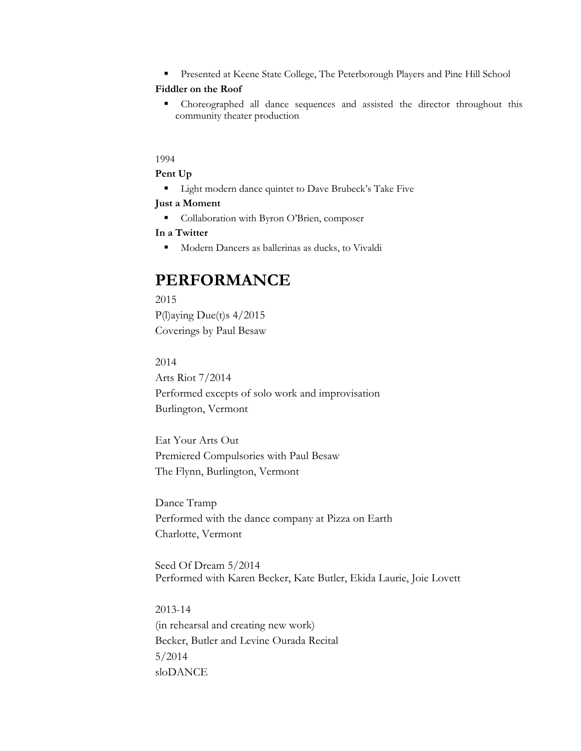- Presented at Keene State College, The Peterborough Players and Pine Hill School

**Fiddler on the Roof**

- Choreographed all dance sequences and assisted the director throughout this community theater production

1994

**Pent Up**

- Light modern dance quintet to Dave Brubeck's Take Five

**Just a Moment**

- Collaboration with Byron O'Brien, composer

**In a Twitter**

- Modern Dancers as ballerinas as ducks, to Vivaldi

# PERFORMANCE

2015

P(l)aying Due(t)s 4/2015

Coverings by Paul Besaw

2014

Arts Riot 7/2014

Performed excepts of solo work and improvisation

Burlington, Vermont

Eat Your Arts Out

Premiered Compulsories with Paul Besaw

The Flynn, Burlington, Vermont

Dance Tramp

Performed with the dance company at Pizza on Earth

Charlotte, Vermont

Seed Of Dream 5/2014

Performed with Karen Becker, Kate Butler, Ekida Laurie, Joie Lovett

2013-14

(in rehearsal and creating new work)

Becker, Butler and Levine Ourada Recital

5/2014

sloDANCE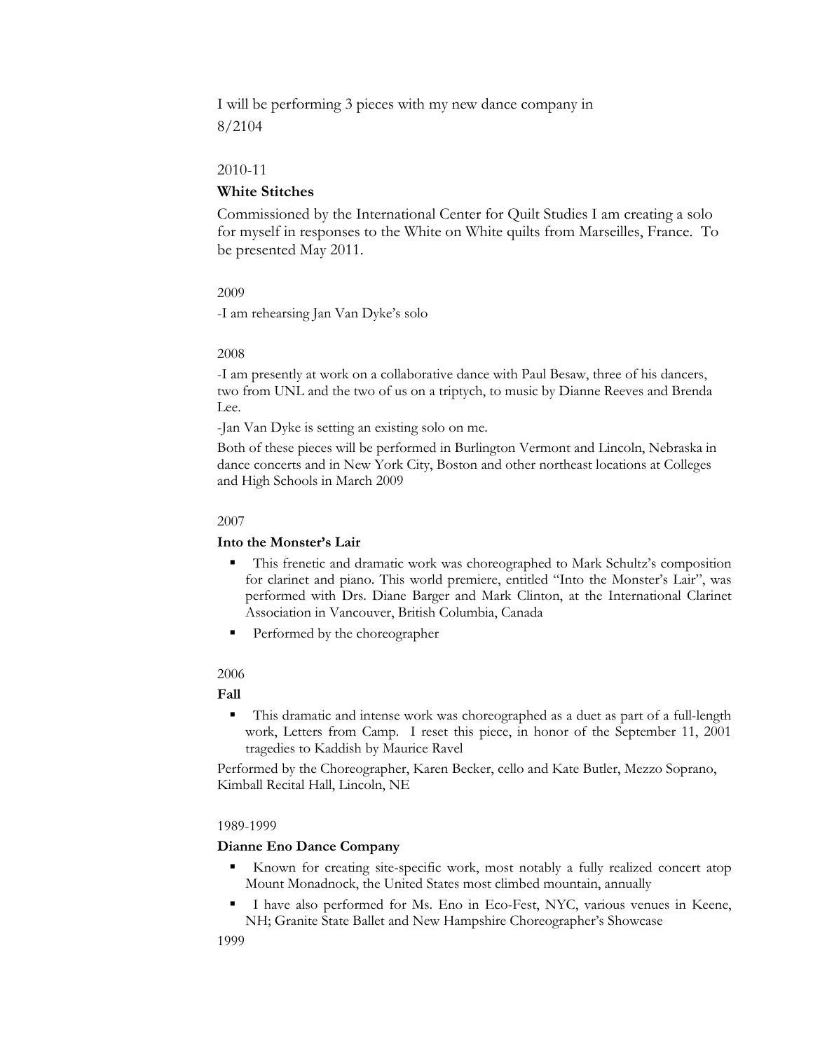I will be performing 3 pieces with my new dance company in 8/2104

2010-11

**White Stitches**

Commissioned by the International Center for Quilt Studies I am creating a solo for myself in responses to the White on White quilts from Marseilles, France. To be presented May 2011.

2009

-I am rehearsing Jan Van Dyke's solo

2008

-I am presently at work on a collaborative dance with Paul Besaw, three of his dancers, two from UNL and the two of us on a triptych, to music by Dianne Reeves and Brenda Lee.

-Jan Van Dyke is setting an existing solo on me.

Both of these pieces will be performed in Burlington Vermont and Lincoln, Nebraska in dance concerts and in New York City, Boston and other northeast locations at Colleges and High Schools in March 2009

2007

**Into the Monster's Lair**

- This frenetic and dramatic work was choreographed to Mark Schultz's composition for clarinet and piano. This world premiere, entitled "Into the Monster's Lair", was performed with Drs. Diane Barger and Mark Clinton, at the International Clarinet Association in Vancouver, British Columbia, Canada
- Performed by the choreographer

2006

**Fall**

- This dramatic and intense work was choreographed as a duet as part of a full-length work, Letters from Camp. I reset this piece, in honor of the September 11, 2001 tragedies to Kaddish by Maurice Ravel

Performed by the Choreographer, Karen Becker, cello and Kate Butler, Mezzo Soprano, Kimball Recital Hall, Lincoln, NE

1989-1999

**Dianne Eno Dance Company**

- Known for creating site-specific work, most notably a fully realized concert atop Mount Monadnock, the United States most climbed mountain, annually
- I have also performed for Ms. Eno in Eco-Fest, NYC, various venues in Keene, NH; Granite State Ballet and New Hampshire Choreographer's Showcase

1999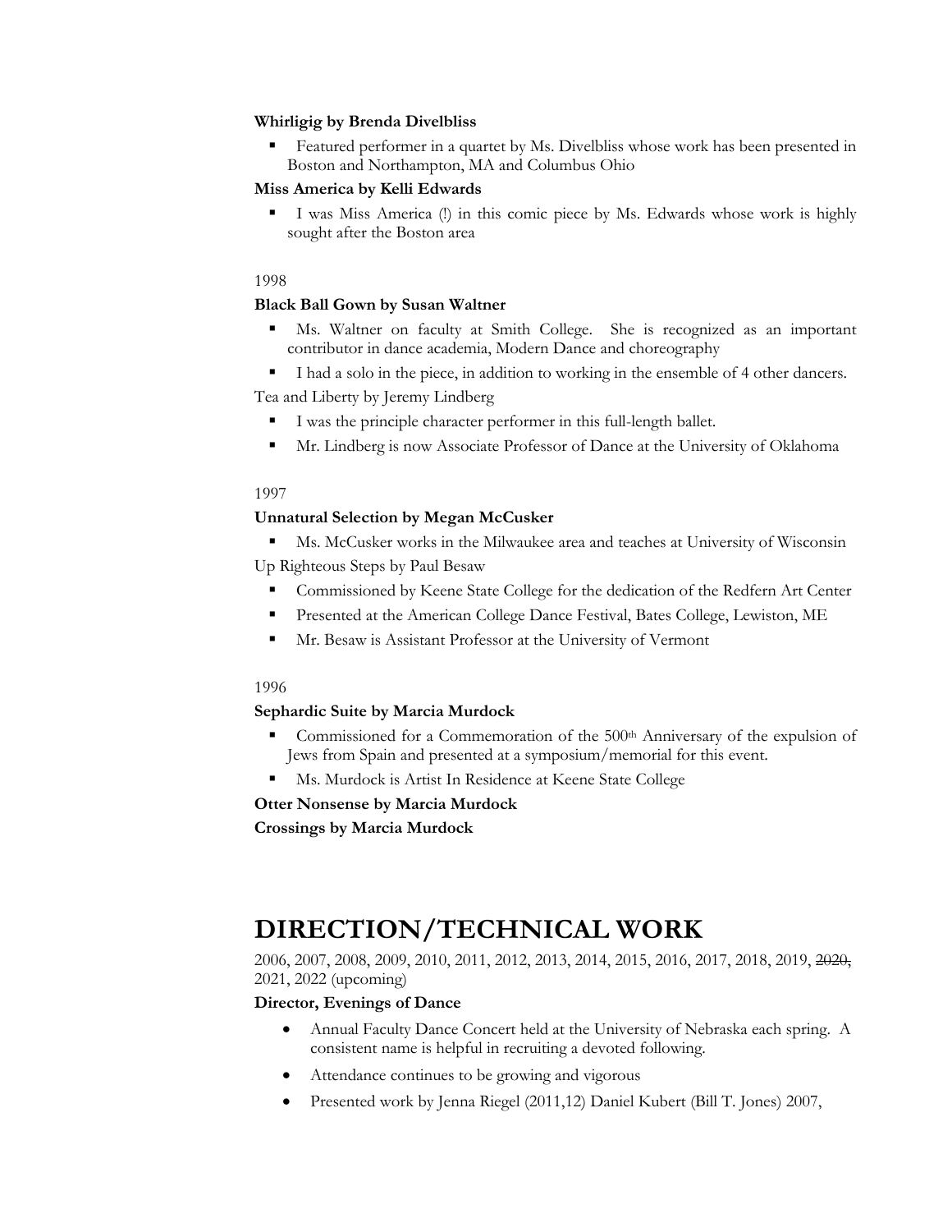**Whirligig by Brenda Divelbliss**

- Featured performer in a quartet by Ms. Divelbliss whose work has been presented in Boston and Northampton, MA and Columbus Ohio

**Miss America by Kelli Edwards**

- I was Miss America (!) in this comic piece by Ms. Edwards whose work is highly sought after the Boston area

1998

**Black Ball Gown by Susan Waltner**

- Ms. Waltner on faculty at Smith College. She is recognized as an important contributor in dance academia, Modern Dance and choreography
- I had a solo in the piece, in addition to working in the ensemble of 4 other dancers.

Tea and Liberty by Jeremy Lindberg

- I was the principle character performer in this full-length ballet.
- Mr. Lindberg is now Associate Professor of Dance at the University of Oklahoma

1997

**Unnatural Selection by Megan McCusker**

- Ms. McCusker works in the Milwaukee area and teaches at University of Wisconsin

Up Righteous Steps by Paul Besaw

- Commissioned by Keene State College for the dedication of the Redfern Art Center
- Presented at the American College Dance Festival, Bates College, Lewiston, ME
- Mr. Besaw is Assistant Professor at the University of Vermont

1996

**Sephardic Suite by Marcia Murdock**

- Commissioned for a Commemoration of the 500th Anniversary of the expulsion of Jews from Spain and presented at a symposium/memorial for this event.
- Ms. Murdock is Artist In Residence at Keene State College

**Otter Nonsense by Marcia Murdock**

**Crossings by Marcia Murdock**

# DIRECTION/TECHNICAL WORK

2006, 2007, 2008, 2009, 2010, 2011, 2012, 2013, 2014, 2015, 2016, 2017, 2018, 2019, ~~2020,~~ 2021, 2022 (upcoming)

**Director, Evenings of Dance**

- Annual Faculty Dance Concert held at the University of Nebraska each spring. A consistent name is helpful in recruiting a devoted following.
- Attendance continues to be growing and vigorous
- Presented work by Jenna Riegel (2011,12) Daniel Kubert (Bill T. Jones) 2007,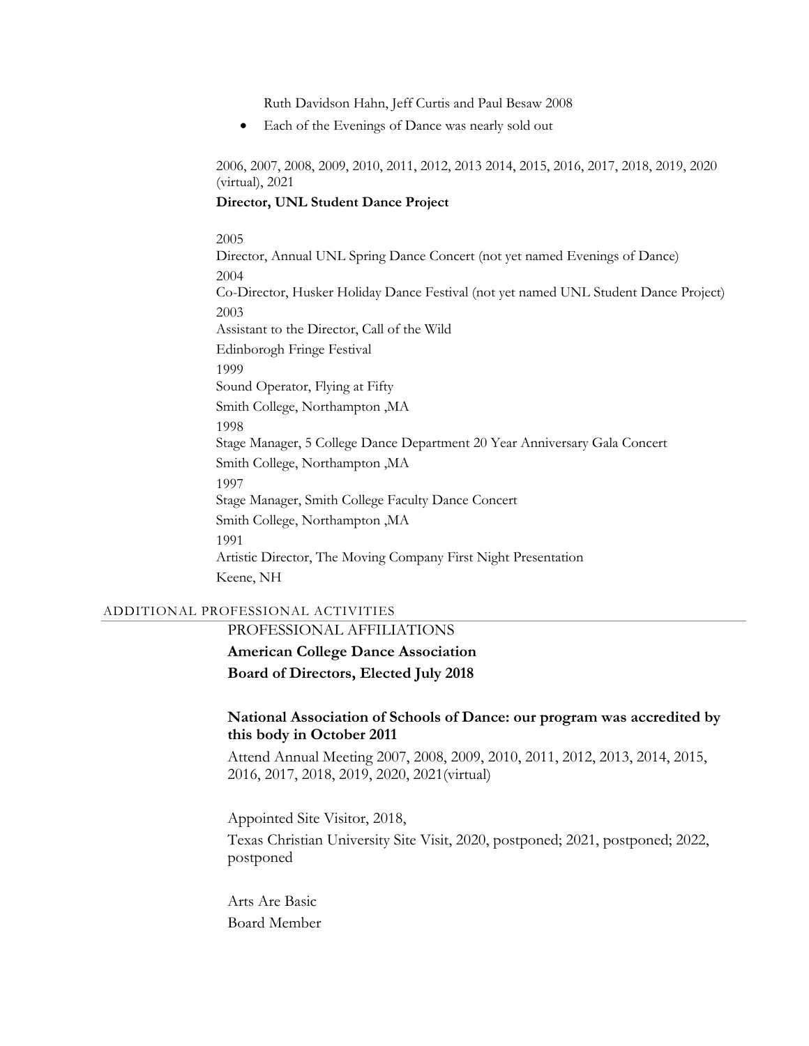Ruth Davidson Hahn, Jeff Curtis and Paul Besaw 2008

- Each of the Evenings of Dance was nearly sold out

2006, 2007, 2008, 2009, 2010, 2011, 2012, 2013 2014, 2015, 2016, 2017, 2018, 2019, 2020 (virtual), 2021

**Director, UNL Student Dance Project**

2005

Director, Annual UNL Spring Dance Concert (not yet named Evenings of Dance)

2004

Co-Director, Husker Holiday Dance Festival (not yet named UNL Student Dance Project)

2003

Assistant to the Director, Call of the Wild

Edinborogh Fringe Festival

1999

Sound Operator, Flying at Fifty

Smith College, Northampton ,MA

1998

Stage Manager, 5 College Dance Department 20 Year Anniversary Gala Concert

Smith College, Northampton ,MA

1997

Stage Manager, Smith College Faculty Dance Concert

Smith College, Northampton ,MA

1991

Artistic Director, The Moving Company First Night Presentation

Keene, NH

## ADDITIONAL PROFESSIONAL ACTIVITIES

PROFESSIONAL AFFILIATIONS

**American College Dance Association**

**Board of Directors, Elected July 2018**

**National Association of Schools of Dance: our program was accredited by this body in October 2011**

Attend Annual Meeting 2007, 2008, 2009, 2010, 2011, 2012, 2013, 2014, 2015, 2016, 2017, 2018, 2019, 2020, 2021(virtual)

Appointed Site Visitor, 2018,

Texas Christian University Site Visit, 2020, postponed; 2021, postponed; 2022, postponed

Arts Are Basic

Board Member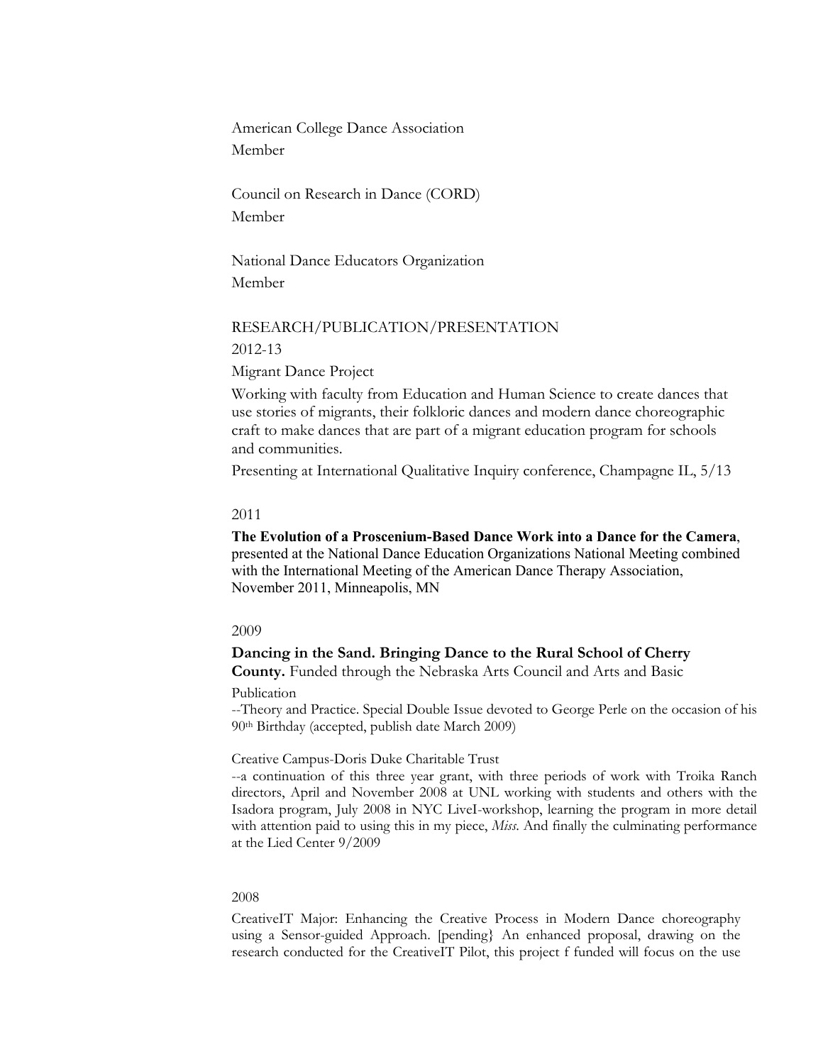American College Dance Association
Member

Council on Research in Dance (CORD)
Member

National Dance Educators Organization
Member

RESEARCH/PUBLICATION/PRESENTATION

2012-13

Migrant Dance Project

Working with faculty from Education and Human Science to create dances that use stories of migrants, their folkloric dances and modern dance choreographic craft to make dances that are part of a migrant education program for schools and communities.

Presenting at International Qualitative Inquiry conference, Champagne IL, 5/13

2011

**The Evolution of a Proscenium-Based Dance Work into a Dance for the Camera**, presented at the National Dance Education Organizations National Meeting combined with the International Meeting of the American Dance Therapy Association, November 2011, Minneapolis, MN

2009

**Dancing in the Sand. Bringing Dance to the Rural School of Cherry County.** Funded through the Nebraska Arts Council and Arts and Basic

Publication

--Theory and Practice. Special Double Issue devoted to George Perle on the occasion of his 90th Birthday (accepted, publish date March 2009)

Creative Campus-Doris Duke Charitable Trust

--a continuation of this three year grant, with three periods of work with Troika Ranch directors, April and November 2008 at UNL working with students and others with the Isadora program, July 2008 in NYC LiveI-workshop, learning the program in more detail with attention paid to using this in my piece, *Miss.* And finally the culminating performance at the Lied Center 9/2009

2008

CreativeIT Major: Enhancing the Creative Process in Modern Dance choreography using a Sensor-guided Approach. [pending} An enhanced proposal, drawing on the research conducted for the CreativeIT Pilot, this project f funded will focus on the use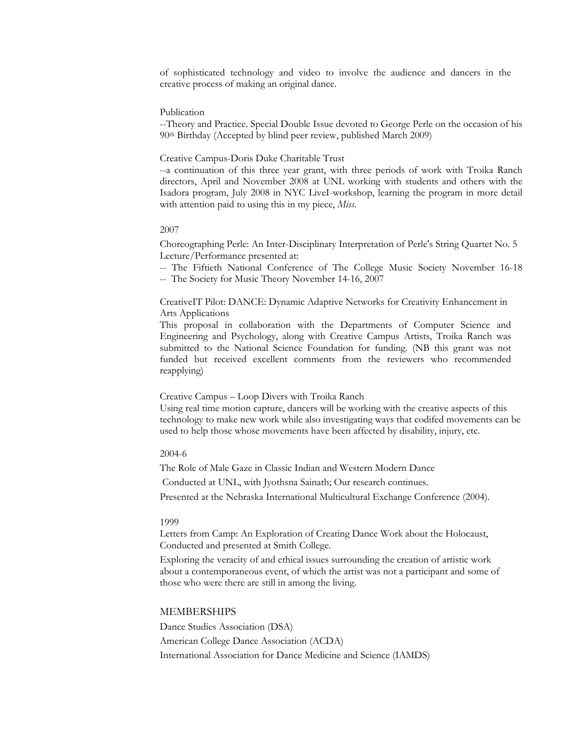of sophisticated technology and video to involve the audience and dancers in the creative process of making an original dance.

Publication

--Theory and Practice. Special Double Issue devoted to George Perle on the occasion of his 90th Birthday (Accepted by blind peer review, published March 2009)

Creative Campus-Doris Duke Charitable Trust

--a continuation of this three year grant, with three periods of work with Troika Ranch directors, April and November 2008 at UNL working with students and others with the Isadora program, July 2008 in NYC LiveI-workshop, learning the program in more detail with attention paid to using this in my piece, *Miss*.

2007

Choreographing Perle: An Inter-Disciplinary Interpretation of Perle's String Quartet No. 5 Lecture/Performance presented at:

-- The Fiftieth National Conference of The College Music Society November 16-18
-- The Society for Music Theory November 14-16, 2007

CreativeIT Pilot: DANCE: Dynamic Adaptive Networks for Creativity Enhancement in Arts Applications

This proposal in collaboration with the Departments of Computer Science and Engineering and Psychology, along with Creative Campus Artists, Troika Ranch was submitted to the National Science Foundation for funding. (NB this grant was not funded but received excellent comments from the reviewers who recommended reapplying)

Creative Campus – Loop Divers with Troika Ranch

Using real time motion capture, dancers will be working with the creative aspects of this technology to make new work while also investigating ways that codifed movements can be used to help those whose movements have been affected by disability, injury, etc.

2004-6

The Role of Male Gaze in Classic Indian and Western Modern Dance

Conducted at UNL, with Jyothsna Sainath; Our research continues.

Presented at the Nebraska International Multicultural Exchange Conference (2004).

1999

Letters from Camp: An Exploration of Creating Dance Work about the Holocaust, Conducted and presented at Smith College.

Exploring the veracity of and ethical issues surrounding the creation of artistic work about a contemporaneous event, of which the artist was not a participant and some of those who were there are still in among the living.

## MEMBERSHIPS

Dance Studies Association (DSA)

American College Dance Association (ACDA)

International Association for Dance Medicine and Science (IAMDS)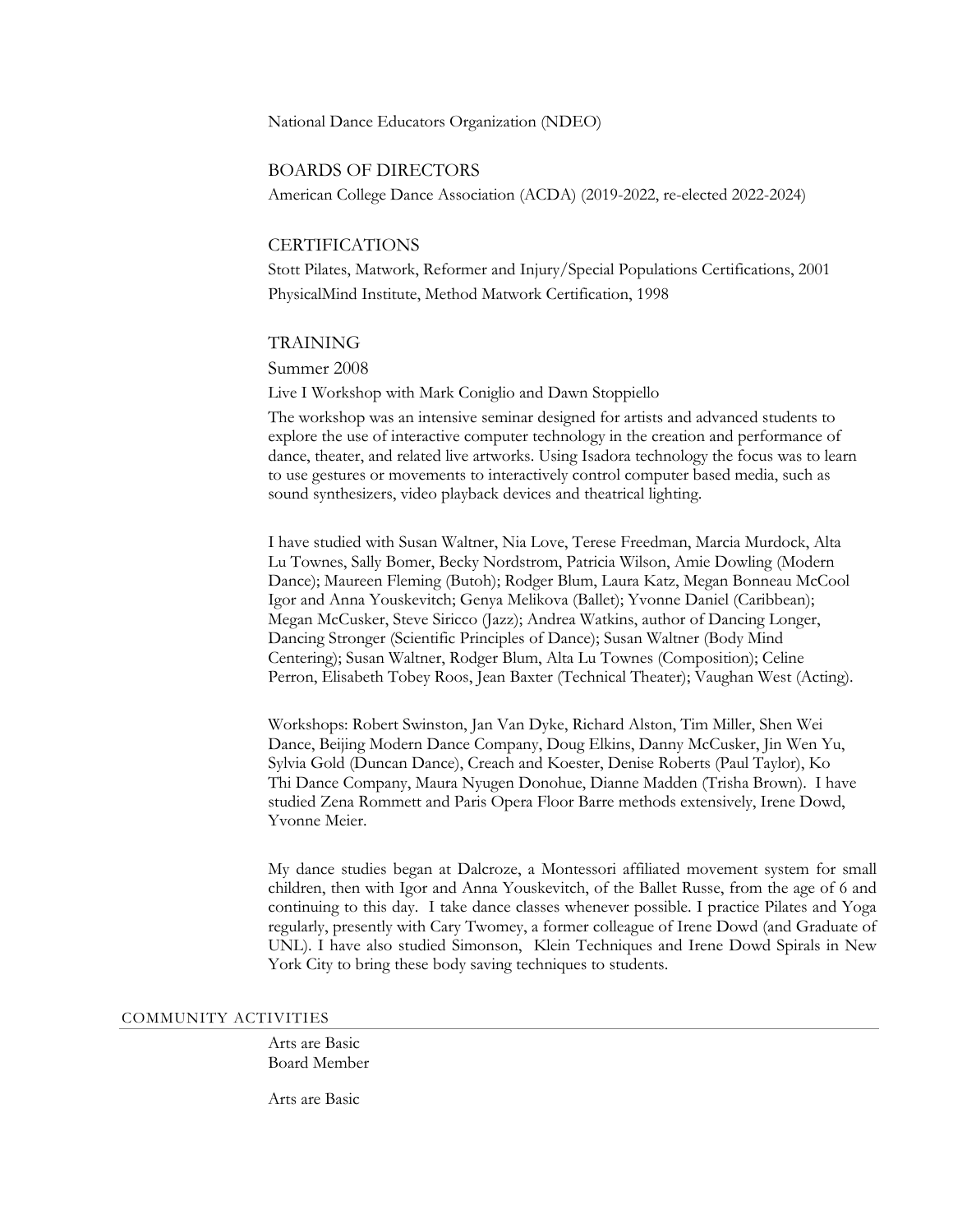National Dance Educators Organization (NDEO)

### BOARDS OF DIRECTORS

American College Dance Association (ACDA) (2019-2022, re-elected 2022-2024)

### CERTIFICATIONS

Stott Pilates, Matwork, Reformer and Injury/Special Populations Certifications, 2001

PhysicalMind Institute, Method Matwork Certification, 1998

### TRAINING

Summer 2008

Live I Workshop with Mark Coniglio and Dawn Stoppiello

The workshop was an intensive seminar designed for artists and advanced students to explore the use of interactive computer technology in the creation and performance of dance, theater, and related live artworks. Using Isadora technology the focus was to learn to use gestures or movements to interactively control computer based media, such as sound synthesizers, video playback devices and theatrical lighting.

I have studied with Susan Waltner, Nia Love, Terese Freedman, Marcia Murdock, Alta Lu Townes, Sally Bomer, Becky Nordstrom, Patricia Wilson, Amie Dowling (Modern Dance); Maureen Fleming (Butoh); Rodger Blum, Laura Katz, Megan Bonneau McCool Igor and Anna Youskevitch; Genya Melikova (Ballet); Yvonne Daniel (Caribbean); Megan McCusker, Steve Siricco (Jazz); Andrea Watkins, author of Dancing Longer, Dancing Stronger (Scientific Principles of Dance); Susan Waltner (Body Mind Centering); Susan Waltner, Rodger Blum, Alta Lu Townes (Composition); Celine Perron, Elisabeth Tobey Roos, Jean Baxter (Technical Theater); Vaughan West (Acting).

Workshops: Robert Swinston, Jan Van Dyke, Richard Alston, Tim Miller, Shen Wei Dance, Beijing Modern Dance Company, Doug Elkins, Danny McCusker, Jin Wen Yu, Sylvia Gold (Duncan Dance), Creach and Koester, Denise Roberts (Paul Taylor), Ko Thi Dance Company, Maura Nyugen Donohue, Dianne Madden (Trisha Brown). I have studied Zena Rommett and Paris Opera Floor Barre methods extensively, Irene Dowd, Yvonne Meier.

My dance studies began at Dalcroze, a Montessori affiliated movement system for small children, then with Igor and Anna Youskevitch, of the Ballet Russe, from the age of 6 and continuing to this day. I take dance classes whenever possible. I practice Pilates and Yoga regularly, presently with Cary Twomey, a former colleague of Irene Dowd (and Graduate of UNL). I have also studied Simonson, Klein Techniques and Irene Dowd Spirals in New York City to bring these body saving techniques to students.

## COMMUNITY ACTIVITIES

Arts are Basic
Board Member

Arts are Basic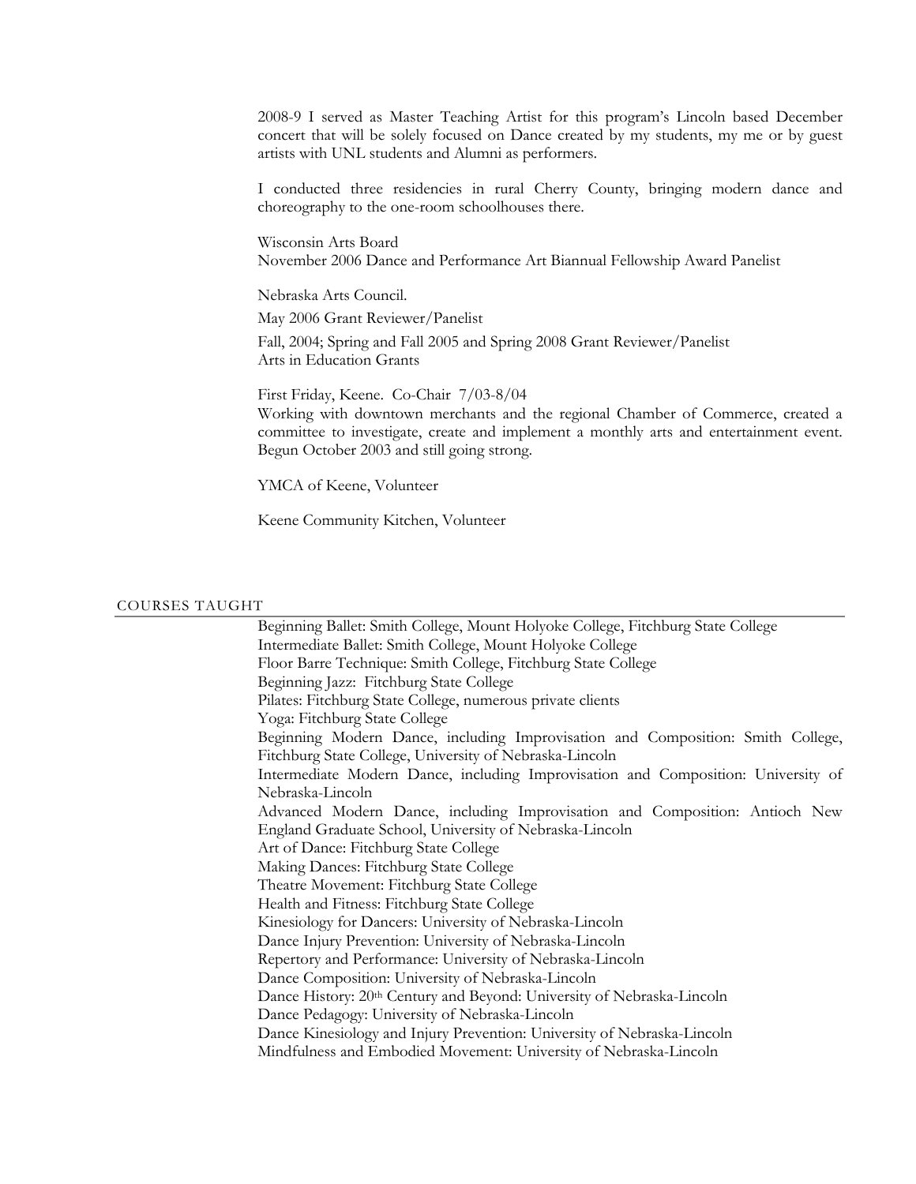2008-9 I served as Master Teaching Artist for this program's Lincoln based December concert that will be solely focused on Dance created by my students, my me or by guest artists with UNL students and Alumni as performers.

I conducted three residencies in rural Cherry County, bringing modern dance and choreography to the one-room schoolhouses there.

Wisconsin Arts Board
November 2006 Dance and Performance Art Biannual Fellowship Award Panelist

Nebraska Arts Council.

May 2006 Grant Reviewer/Panelist

Fall, 2004; Spring and Fall 2005 and Spring 2008 Grant Reviewer/Panelist
Arts in Education Grants

First Friday, Keene. Co-Chair 7/03-8/04
Working with downtown merchants and the regional Chamber of Commerce, created a committee to investigate, create and implement a monthly arts and entertainment event. Begun October 2003 and still going strong.

YMCA of Keene, Volunteer

Keene Community Kitchen, Volunteer

## COURSES TAUGHT

Beginning Ballet: Smith College, Mount Holyoke College, Fitchburg State College
Intermediate Ballet: Smith College, Mount Holyoke College
Floor Barre Technique: Smith College, Fitchburg State College
Beginning Jazz: Fitchburg State College
Pilates: Fitchburg State College, numerous private clients
Yoga: Fitchburg State College
Beginning Modern Dance, including Improvisation and Composition: Smith College, Fitchburg State College, University of Nebraska-Lincoln
Intermediate Modern Dance, including Improvisation and Composition: University of Nebraska-Lincoln
Advanced Modern Dance, including Improvisation and Composition: Antioch New England Graduate School, University of Nebraska-Lincoln
Art of Dance: Fitchburg State College
Making Dances: Fitchburg State College
Theatre Movement: Fitchburg State College
Health and Fitness: Fitchburg State College
Kinesiology for Dancers: University of Nebraska-Lincoln
Dance Injury Prevention: University of Nebraska-Lincoln
Repertory and Performance: University of Nebraska-Lincoln
Dance Composition: University of Nebraska-Lincoln
Dance History: 20th Century and Beyond: University of Nebraska-Lincoln
Dance Pedagogy: University of Nebraska-Lincoln
Dance Kinesiology and Injury Prevention: University of Nebraska-Lincoln
Mindfulness and Embodied Movement: University of Nebraska-Lincoln